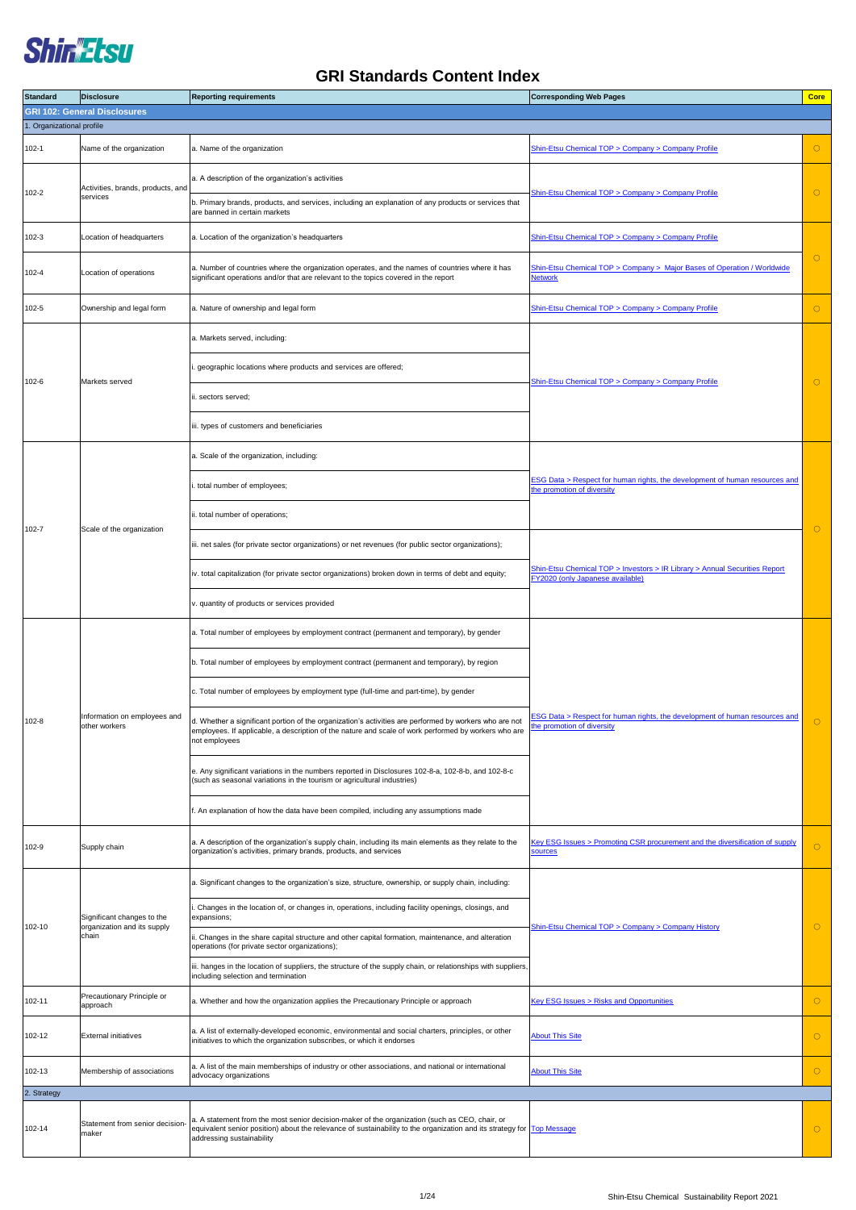# GRI Standards Content Index

| Standard | Disclosure | Reporting requirements | Corresponding Web Pages | Core |
|---|---|---|---|---|
| **GRI 102: General Disclosures** | | | | |
| 1. Organizational profile | | | | |
| 102-1 | Name of the organization | a. Name of the organization | Shin-Etsu Chemical TOP > Company > Company Profile | ○ |
| 102-2 | Activities, brands, products, and services | a. A description of the organization's activities | Shin-Etsu Chemical TOP > Company > Company Profile | ○ |
| | | b. Primary brands, products, and services, including an explanation of any products or services that are banned in certain markets | | |
| 102-3 | Location of headquarters | a. Location of the organization's headquarters | Shin-Etsu Chemical TOP > Company > Company Profile | ○ |
| 102-4 | Location of operations | a. Number of countries where the organization operates, and the names of countries where it has significant operations and/or that are relevant to the topics covered in the report | Shin-Etsu Chemical TOP > Company > Major Bases of Operation / Worldwide Network | |
| 102-5 | Ownership and legal form | a. Nature of ownership and legal form | Shin-Etsu Chemical TOP > Company > Company Profile | ○ |
| 102-6 | Markets served | a. Markets served, including: | Shin-Etsu Chemical TOP > Company > Company Profile | ○ |
| | | i. geographic locations where products and services are offered; | | |
| | | ii. sectors served; | | |
| | | iii. types of customers and beneficiaries | | |
| 102-7 | Scale of the organization | a. Scale of the organization, including: | ESG Data > Respect for human rights, the development of human resources and the promotion of diversity | ○ |
| | | i. total number of employees; | | |
| | | ii. total number of operations; | | |
| | | iii. net sales (for private sector organizations) or net revenues (for public sector organizations); | Shin-Etsu Chemical TOP > Investors > IR Library > Annual Securities Report FY2020 (only Japanese available) | |
| | | iv. total capitalization (for private sector organizations) broken down in terms of debt and equity; | | |
| | | v. quantity of products or services provided | | |
| 102-8 | Information on employees and other workers | a. Total number of employees by employment contract (permanent and temporary), by gender | ESG Data > Respect for human rights, the development of human resources and the promotion of diversity | ○ |
| | | b. Total number of employees by employment contract (permanent and temporary), by region | | |
| | | c. Total number of employees by employment type (full-time and part-time), by gender | | |
| | | d. Whether a significant portion of the organization's activities are performed by workers who are not employees. If applicable, a description of the nature and scale of work performed by workers who are not employees | | |
| | | e. Any significant variations in the numbers reported in Disclosures 102-8-a, 102-8-b, and 102-8-c (such as seasonal variations in the tourism or agricultural industries) | | |
| | | f. An explanation of how the data have been compiled, including any assumptions made | | |
| 102-9 | Supply chain | a. A description of the organization's supply chain, including its main elements as they relate to the organization's activities, primary brands, products, and services | Key ESG Issues > Promoting CSR procurement and the diversification of supply sources | ○ |
| 102-10 | Significant changes to the organization and its supply chain | a. Significant changes to the organization's size, structure, ownership, or supply chain, including: | Shin-Etsu Chemical TOP > Company > Company History | ○ |
| | | i. Changes in the location of, or changes in, operations, including facility openings, closings, and expansions; | | |
| | | ii. Changes in the share capital structure and other capital formation, maintenance, and alteration operations (for private sector organizations); | | |
| | | iii. hanges in the location of suppliers, the structure of the supply chain, or relationships with suppliers, including selection and termination | | |
| 102-11 | Precautionary Principle or approach | a. Whether and how the organization applies the Precautionary Principle or approach | Key ESG Issues > Risks and Opportunities | ○ |
| 102-12 | External initiatives | a. A list of externally-developed economic, environmental and social charters, principles, or other initiatives to which the organization subscribes, or which it endorses | About This Site | ○ |
| 102-13 | Membership of associations | a. A list of the main memberships of industry or other associations, and national or international advocacy organizations | About This Site | ○ |
| 2. Strategy | | | | |
| 102-14 | Statement from senior decision-maker | a. A statement from the most senior decision-maker of the organization (such as CEO, chair, or equivalent senior position) about the relevance of sustainability to the organization and its strategy for addressing sustainability | Top Message | ○ |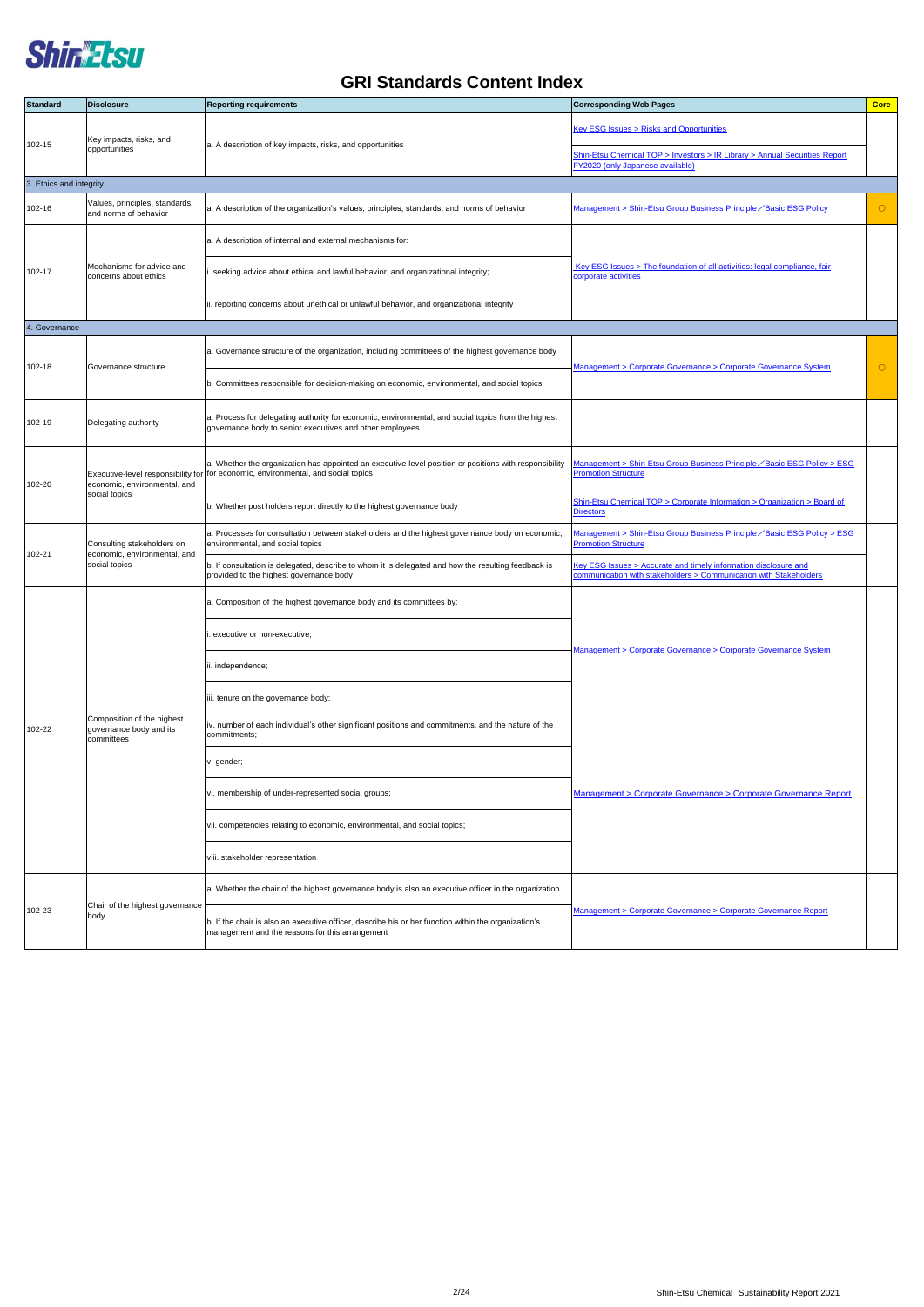# GRI Standards Content Index

| Standard | Disclosure | Reporting requirements | Corresponding Web Pages | Core |
|---|---|---|---|---|
| 102-15 | Key impacts, risks, and opportunities | a. A description of key impacts, risks, and opportunities | Key ESG Issues > Risks and Opportunities<br>Shin-Etsu Chemical TOP > Investors > IR Library > Annual Securities Report FY2020 (only Japanese available) | |
| 3. Ethics and integrity | | | | |
| 102-16 | Values, principles, standards, and norms of behavior | a. A description of the organization's values, principles, standards, and norms of behavior | Management > Shin-Etsu Group Business Principle／Basic ESG Policy | ○ |
| 102-17 | Mechanisms for advice and concerns about ethics | a. A description of internal and external mechanisms for:<br>i. seeking advice about ethical and lawful behavior, and organizational integrity;<br>ii. reporting concerns about unethical or unlawful behavior, and organizational integrity | Key ESG Issues > The foundation of all activities: legal compliance, fair corporate activities | |
| 4. Governance | | | | |
| 102-18 | Governance structure | a. Governance structure of the organization, including committees of the highest governance body<br>b. Committees responsible for decision-making on economic, environmental, and social topics | Management > Corporate Governance > Corporate Governance System | ○ |
| 102-19 | Delegating authority | a. Process for delegating authority for economic, environmental, and social topics from the highest governance body to senior executives and other employees | — | |
| 102-20 | Executive-level responsibility for economic, environmental, and social topics | a. Whether the organization has appointed an executive-level position or positions with responsibility for economic, environmental, and social topics | Management > Shin-Etsu Group Business Principle／Basic ESG Policy > ESG Promotion Structure | |
| | | b. Whether post holders report directly to the highest governance body | Shin-Etsu Chemical TOP > Corporate Information > Organization > Board of Directors | |
| 102-21 | Consulting stakeholders on economic, environmental, and social topics | a. Processes for consultation between stakeholders and the highest governance body on economic, environmental, and social topics | Management > Shin-Etsu Group Business Principle／Basic ESG Policy > ESG Promotion Structure | |
| | | b. If consultation is delegated, describe to whom it is delegated and how the resulting feedback is provided to the highest governance body | Key ESG Issues > Accurate and timely information disclosure and communication with stakeholders > Communication with Stakeholders | |
| 102-22 | Composition of the highest governance body and its committees | a. Composition of the highest governance body and its committees by:<br>i. executive or non-executive;<br>ii. independence;<br>iii. tenure on the governance body; | Management > Corporate Governance > Corporate Governance System | |
| | | iv. number of each individual's other significant positions and commitments, and the nature of the commitments;<br>v. gender;<br>vi. membership of under-represented social groups;<br>vii. competencies relating to economic, environmental, and social topics;<br>viii. stakeholder representation | Management > Corporate Governance > Corporate Governance Report | |
| 102-23 | Chair of the highest governance body | a. Whether the chair of the highest governance body is also an executive officer in the organization<br>b. If the chair is also an executive officer, describe his or her function within the organization's management and the reasons for this arrangement | Management > Corporate Governance > Corporate Governance Report | |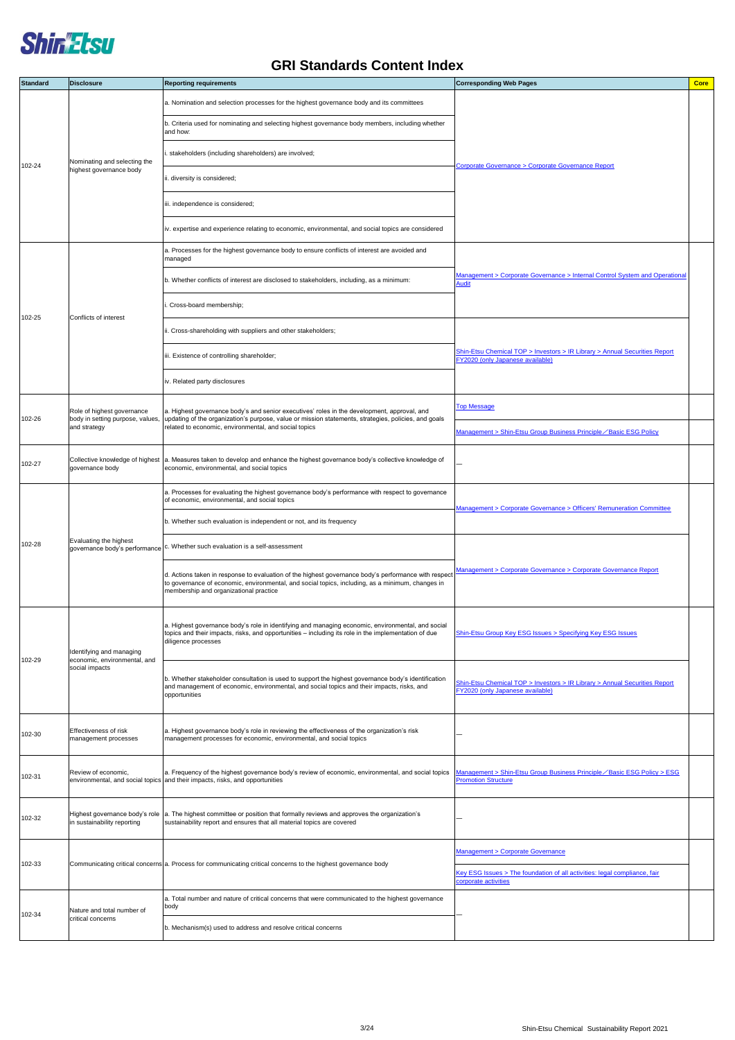# GRI Standards Content Index

| Standard | Disclosure | Reporting requirements | Corresponding Web Pages | Core |
|---|---|---|---|---|
| 102-24 | Nominating and selecting the highest governance body | a. Nomination and selection processes for the highest governance body and its committees | Corporate Governance > Corporate Governance Report | |
| | | b. Criteria used for nominating and selecting highest governance body members, including whether and how: | | |
| | | i. stakeholders (including shareholders) are involved; | | |
| | | ii. diversity is considered; | | |
| | | iii. independence is considered; | | |
| | | iv. expertise and experience relating to economic, environmental, and social topics are considered | | |
| 102-25 | Conflicts of interest | a. Processes for the highest governance body to ensure conflicts of interest are avoided and managed | Management > Corporate Governance > Internal Control System and Operational Audit | |
| | | b. Whether conflicts of interest are disclosed to stakeholders, including, as a minimum: | | |
| | | i. Cross-board membership; | | |
| | | ii. Cross-shareholding with suppliers and other stakeholders; | Shin-Etsu Chemical TOP > Investors > IR Library > Annual Securities Report FY2020 (only Japanese available) | |
| | | iii. Existence of controlling shareholder; | | |
| | | iv. Related party disclosures | | |
| 102-26 | Role of highest governance body in setting purpose, values, and strategy | a. Highest governance body's and senior executives' roles in the development, approval, and updating of the organization's purpose, value or mission statements, strategies, policies, and goals related to economic, environmental, and social topics | Top Message | |
| | | | Management > Shin-Etsu Group Business Principle／Basic ESG Policy | |
| 102-27 | Collective knowledge of highest governance body | a. Measures taken to develop and enhance the highest governance body's collective knowledge of economic, environmental, and social topics | — | |
| 102-28 | Evaluating the highest governance body's performance | a. Processes for evaluating the highest governance body's performance with respect to governance of economic, environmental, and social topics | Management > Corporate Governance > Officers' Remuneration Committee | |
| | | b. Whether such evaluation is independent or not, and its frequency | | |
| | | c. Whether such evaluation is a self-assessment | Management > Corporate Governance > Corporate Governance Report | |
| | | d. Actions taken in response to evaluation of the highest governance body's performance with respect to governance of economic, environmental, and social topics, including, as a minimum, changes in membership and organizational practice | | |
| 102-29 | Identifying and managing economic, environmental, and social impacts | a. Highest governance body's role in identifying and managing economic, environmental, and social topics and their impacts, risks, and opportunities – including its role in the implementation of due diligence processes | Shin-Etsu Group Key ESG Issues > Specifying Key ESG Issues | |
| | | b. Whether stakeholder consultation is used to support the highest governance body's identification and management of economic, environmental, and social topics and their impacts, risks, and opportunities | Shin-Etsu Chemical TOP > Investors > IR Library > Annual Securities Report FY2020 (only Japanese available) | |
| 102-30 | Effectiveness of risk management processes | a. Highest governance body's role in reviewing the effectiveness of the organization's risk management processes for economic, environmental, and social topics | — | |
| 102-31 | Review of economic, environmental, and social topics | a. Frequency of the highest governance body's review of economic, environmental, and social topics and their impacts, risks, and opportunities | Management > Shin-Etsu Group Business Principle／Basic ESG Policy > ESG Promotion Structure | |
| 102-32 | Highest governance body's role in sustainability reporting | a. The highest committee or position that formally reviews and approves the organization's sustainability report and ensures that all material topics are covered | — | |
| 102-33 | Communicating critical concerns | a. Process for communicating critical concerns to the highest governance body | Management > Corporate Governance | |
| | | | Key ESG Issues > The foundation of all activities: legal compliance, fair corporate activities | |
| 102-34 | Nature and total number of critical concerns | a. Total number and nature of critical concerns that were communicated to the highest governance body | — | |
| | | b. Mechanism(s) used to address and resolve critical concerns | | |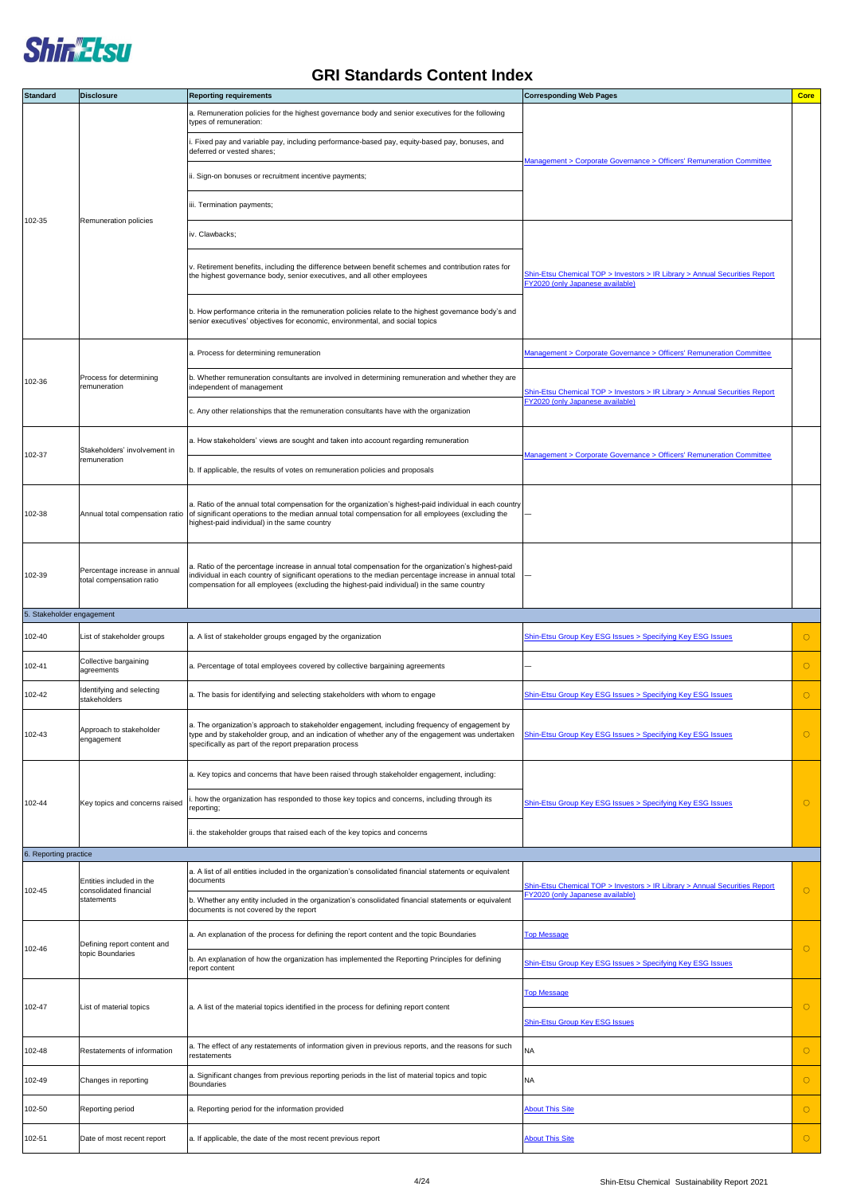# GRI Standards Content Index

| Standard | Disclosure | Reporting requirements | Corresponding Web Pages | Core |
|---|---|---|---|---|
| 102-35 | Remuneration policies | a. Remuneration policies for the highest governance body and senior executives for the following types of remuneration: | Management > Corporate Governance > Officers' Remuneration Committee | |
| | | i. Fixed pay and variable pay, including performance-based pay, equity-based pay, bonuses, and deferred or vested shares; | | |
| | | ii. Sign-on bonuses or recruitment incentive payments; | | |
| | | iii. Termination payments; | | |
| | | iv. Clawbacks; | Shin-Etsu Chemical TOP > Investors > IR Library > Annual Securities Report FY2020 (only Japanese available) | |
| | | v. Retirement benefits, including the difference between benefit schemes and contribution rates for the highest governance body, senior executives, and all other employees | | |
| | | b. How performance criteria in the remuneration policies relate to the highest governance body's and senior executives' objectives for economic, environmental, and social topics | | |
| 102-36 | Process for determining remuneration | a. Process for determining remuneration | Management > Corporate Governance > Officers' Remuneration Committee | |
| | | b. Whether remuneration consultants are involved in determining remuneration and whether they are independent of management | Shin-Etsu Chemical TOP > Investors > IR Library > Annual Securities Report FY2020 (only Japanese available) | |
| | | c. Any other relationships that the remuneration consultants have with the organization | | |
| 102-37 | Stakeholders' involvement in remuneration | a. How stakeholders' views are sought and taken into account regarding remuneration | Management > Corporate Governance > Officers' Remuneration Committee | |
| | | b. If applicable, the results of votes on remuneration policies and proposals | | |
| 102-38 | Annual total compensation ratio | a. Ratio of the annual total compensation for the organization's highest-paid individual in each country of significant operations to the median annual total compensation for all employees (excluding the highest-paid individual) in the same country | — | |
| 102-39 | Percentage increase in annual total compensation ratio | a. Ratio of the percentage increase in annual total compensation for the organization's highest-paid individual in each country of significant operations to the median percentage increase in annual total compensation for all employees (excluding the highest-paid individual) in the same country | — | |
| 5. Stakeholder engagement | | | | |
| 102-40 | List of stakeholder groups | a. A list of stakeholder groups engaged by the organization | Shin-Etsu Group Key ESG Issues > Specifying Key ESG Issues | ○ |
| 102-41 | Collective bargaining agreements | a. Percentage of total employees covered by collective bargaining agreements | — | ○ |
| 102-42 | Identifying and selecting stakeholders | a. The basis for identifying and selecting stakeholders with whom to engage | Shin-Etsu Group Key ESG Issues > Specifying Key ESG Issues | ○ |
| 102-43 | Approach to stakeholder engagement | a. The organization's approach to stakeholder engagement, including frequency of engagement by type and by stakeholder group, and an indication of whether any of the engagement was undertaken specifically as part of the report preparation process | Shin-Etsu Group Key ESG Issues > Specifying Key ESG Issues | ○ |
| 102-44 | Key topics and concerns raised | a. Key topics and concerns that have been raised through stakeholder engagement, including: | Shin-Etsu Group Key ESG Issues > Specifying Key ESG Issues | ○ |
| | | i. how the organization has responded to those key topics and concerns, including through its reporting; | | |
| | | ii. the stakeholder groups that raised each of the key topics and concerns | | |
| 6. Reporting practice | | | | |
| 102-45 | Entities included in the consolidated financial statements | a. A list of all entities included in the organization's consolidated financial statements or equivalent documents | Shin-Etsu Chemical TOP > Investors > IR Library > Annual Securities Report FY2020 (only Japanese available) | ○ |
| | | b. Whether any entity included in the organization's consolidated financial statements or equivalent documents is not covered by the report | | |
| 102-46 | Defining report content and topic Boundaries | a. An explanation of the process for defining the report content and the topic Boundaries | Top Message | ○ |
| | | b. An explanation of how the organization has implemented the Reporting Principles for defining report content | Shin-Etsu Group Key ESG Issues > Specifying Key ESG Issues | |
| 102-47 | List of material topics | a. A list of the material topics identified in the process for defining report content | Top Message<br>Shin-Etsu Group Key ESG Issues | ○ |
| 102-48 | Restatements of information | a. The effect of any restatements of information given in previous reports, and the reasons for such restatements | NA | ○ |
| 102-49 | Changes in reporting | a. Significant changes from previous reporting periods in the list of material topics and topic Boundaries | NA | ○ |
| 102-50 | Reporting period | a. Reporting period for the information provided | About This Site | ○ |
| 102-51 | Date of most recent report | a. If applicable, the date of the most recent previous report | About This Site | ○ |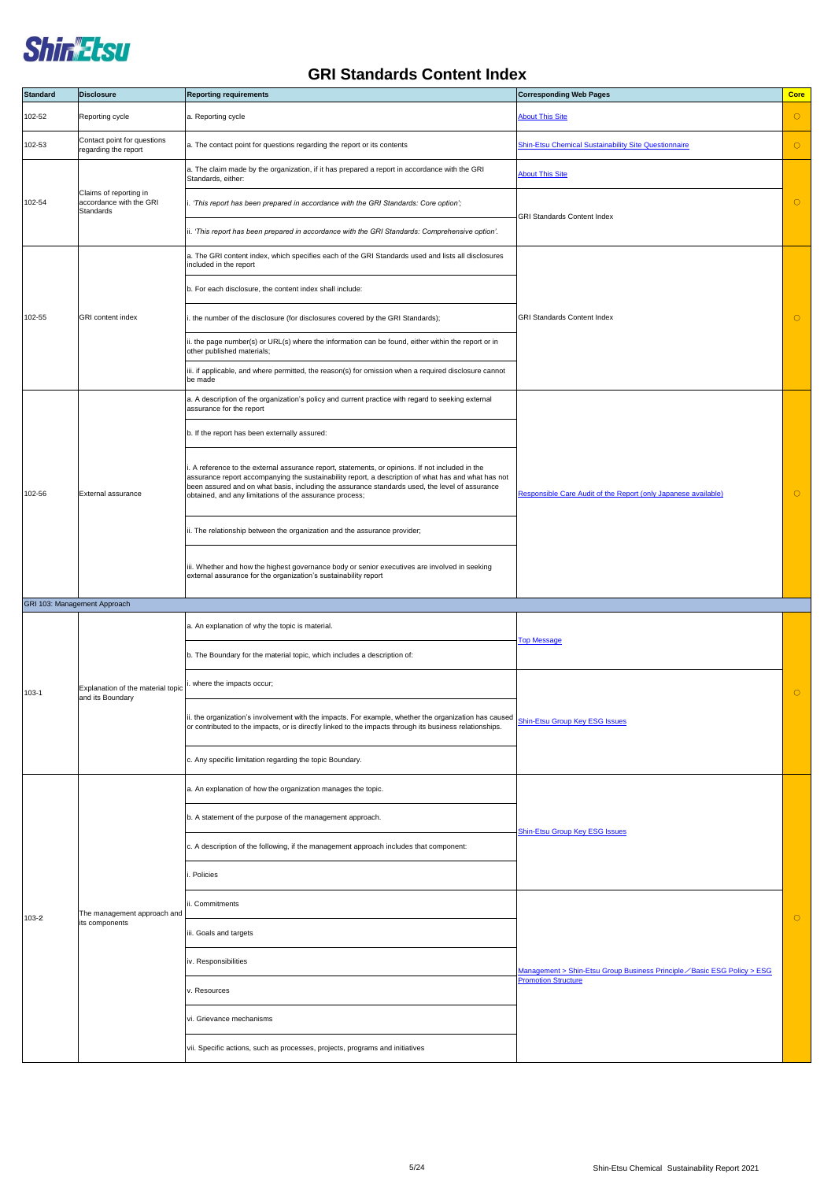# GRI Standards Content Index

| Standard | Disclosure | Reporting requirements | Corresponding Web Pages | Core |
|---|---|---|---|---|
| 102-52 | Reporting cycle | a. Reporting cycle | About This Site | ○ |
| 102-53 | Contact point for questions regarding the report | a. The contact point for questions regarding the report or its contents | Shin-Etsu Chemical Sustainability Site Questionnaire | ○ |
| 102-54 | Claims of reporting in accordance with the GRI Standards | a. The claim made by the organization, if it has prepared a report in accordance with the GRI Standards, either: | About This Site | ○ |
| | | i. *'This report has been prepared in accordance with the GRI Standards: Core option';* | GRI Standards Content Index | |
| | | ii. *'This report has been prepared in accordance with the GRI Standards: Comprehensive option'.* | | |
| 102-55 | GRI content index | a. The GRI content index, which specifies each of the GRI Standards used and lists all disclosures included in the report | GRI Standards Content Index | ○ |
| | | b. For each disclosure, the content index shall include: | | |
| | | i. the number of the disclosure (for disclosures covered by the GRI Standards); | | |
| | | ii. the page number(s) or URL(s) where the information can be found, either within the report or in other published materials; | | |
| | | iii. if applicable, and where permitted, the reason(s) for omission when a required disclosure cannot be made | | |
| 102-56 | External assurance | a. A description of the organization's policy and current practice with regard to seeking external assurance for the report | Responsible Care Audit of the Report (only Japanese available) | ○ |
| | | b. If the report has been externally assured: | | |
| | | i. A reference to the external assurance report, statements, or opinions. If not included in the assurance report accompanying the sustainability report, a description of what has and what has not been assured and on what basis, including the assurance standards used, the level of assurance obtained, and any limitations of the assurance process; | | |
| | | ii. The relationship between the organization and the assurance provider; | | |
| | | iii. Whether and how the highest governance body or senior executives are involved in seeking external assurance for the organization's sustainability report | | |
| GRI 103: Management Approach | | | | |
| 103-1 | Explanation of the material topic and its Boundary | a. An explanation of why the topic is material. | Top Message | ○ |
| | | b. The Boundary for the material topic, which includes a description of: | | |
| | | i. where the impacts occur; | Shin-Etsu Group Key ESG Issues | |
| | | ii. the organization's involvement with the impacts. For example, whether the organization has caused or contributed to the impacts, or is directly linked to the impacts through its business relationships. | | |
| | | c. Any specific limitation regarding the topic Boundary. | | |
| 103-2 | The management approach and its components | a. An explanation of how the organization manages the topic. | Shin-Etsu Group Key ESG Issues | ○ |
| | | b. A statement of the purpose of the management approach. | | |
| | | c. A description of the following, if the management approach includes that component: | | |
| | | i. Policies | | |
| | | ii. Commitments | Management > Shin-Etsu Group Business Principle／Basic ESG Policy > ESG Promotion Structure | |
| | | iii. Goals and targets | | |
| | | iv. Responsibilities | | |
| | | v. Resources | | |
| | | vi. Grievance mechanisms | | |
| | | vii. Specific actions, such as processes, projects, programs and initiatives | | |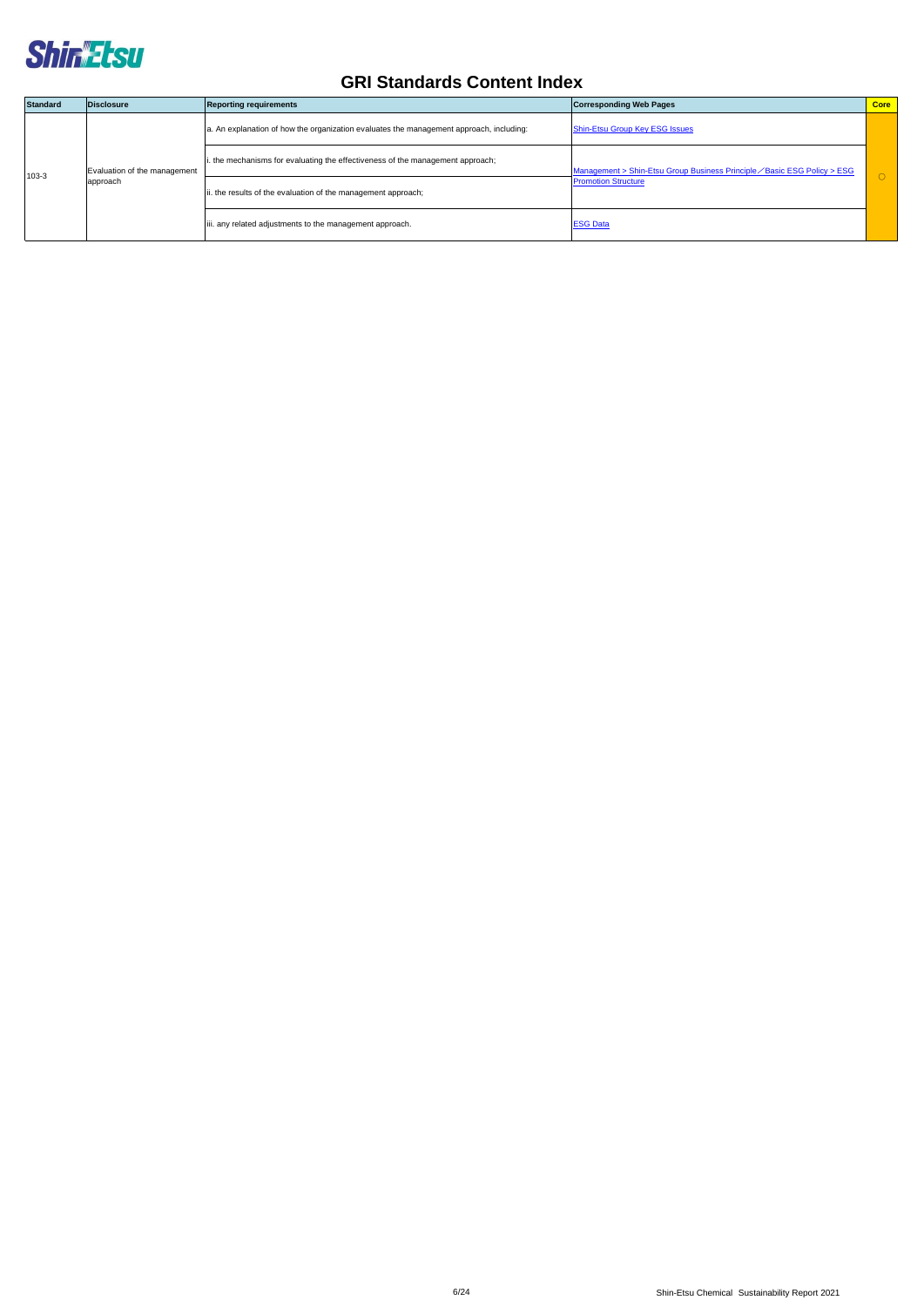# GRI Standards Content Index

| Standard | Disclosure | Reporting requirements | Corresponding Web Pages | Core |
|---|---|---|---|---|
| 103-3 | Evaluation of the management approach | a. An explanation of how the organization evaluates the management approach, including: | Shin-Etsu Group Key ESG Issues | ○ |
| | | i. the mechanisms for evaluating the effectiveness of the management approach; | Management > Shin-Etsu Group Business Principle／Basic ESG Policy > ESG Promotion Structure | |
| | | ii. the results of the evaluation of the management approach; | | |
| | | iii. any related adjustments to the management approach. | ESG Data | |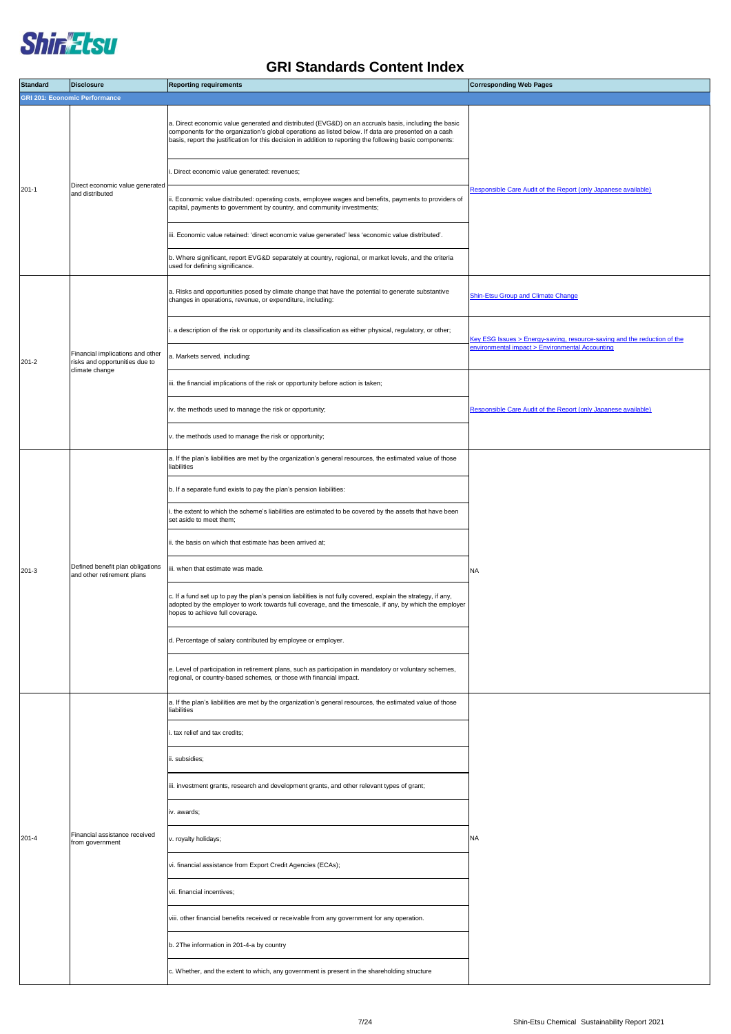# GRI Standards Content Index

| Standard | Disclosure | Reporting requirements | Corresponding Web Pages |
|---|---|---|---|
| **GRI 201: Economic Performance** | | | |
| 201-1 | Direct economic value generated and distributed | a. Direct economic value generated and distributed (EVG&D) on an accruals basis, including the basic components for the organization's global operations as listed below. If data are presented on a cash basis, report the justification for this decision in addition to reporting the following basic components: | Responsible Care Audit of the Report (only Japanese available) |
| | | i. Direct economic value generated: revenues; | |
| | | ii. Economic value distributed: operating costs, employee wages and benefits, payments to providers of capital, payments to government by country, and community investments; | |
| | | iii. Economic value retained: 'direct economic value generated' less 'economic value distributed'. | |
| | | b. Where significant, report EVG&D separately at country, regional, or market levels, and the criteria used for defining significance. | |
| 201-2 | Financial implications and other risks and opportunities due to climate change | a. Risks and opportunities posed by climate change that have the potential to generate substantive changes in operations, revenue, or expenditure, including: | Shin-Etsu Group and Climate Change |
| | | i. a description of the risk or opportunity and its classification as either physical, regulatory, or other; | Key ESG Issues > Energy-saving, resource-saving and the reduction of the environmental impact > Environmental Accounting |
| | | a. Markets served, including: | |
| | | iii. the financial implications of the risk or opportunity before action is taken; | Responsible Care Audit of the Report (only Japanese available) |
| | | iv. the methods used to manage the risk or opportunity; | |
| | | v. the methods used to manage the risk or opportunity; | |
| 201-3 | Defined benefit plan obligations and other retirement plans | a. If the plan's liabilities are met by the organization's general resources, the estimated value of those liabilities | NA |
| | | b. If a separate fund exists to pay the plan's pension liabilities: | |
| | | i. the extent to which the scheme's liabilities are estimated to be covered by the assets that have been set aside to meet them; | |
| | | ii. the basis on which that estimate has been arrived at; | |
| | | iii. when that estimate was made. | |
| | | c. If a fund set up to pay the plan's pension liabilities is not fully covered, explain the strategy, if any, adopted by the employer to work towards full coverage, and the timescale, if any, by which the employer hopes to achieve full coverage. | |
| | | d. Percentage of salary contributed by employee or employer. | |
| | | e. Level of participation in retirement plans, such as participation in mandatory or voluntary schemes, regional, or country-based schemes, or those with financial impact. | |
| 201-4 | Financial assistance received from government | a. If the plan's liabilities are met by the organization's general resources, the estimated value of those liabilities | NA |
| | | i. tax relief and tax credits; | |
| | | ii. subsidies; | |
| | | iii. investment grants, research and development grants, and other relevant types of grant; | |
| | | iv. awards; | |
| | | v. royalty holidays; | |
| | | vi. financial assistance from Export Credit Agencies (ECAs); | |
| | | vii. financial incentives; | |
| | | viii. other financial benefits received or receivable from any government for any operation. | |
| | | b. 2The information in 201-4-a by country | |
| | | c. Whether, and the extent to which, any government is present in the shareholding structure | |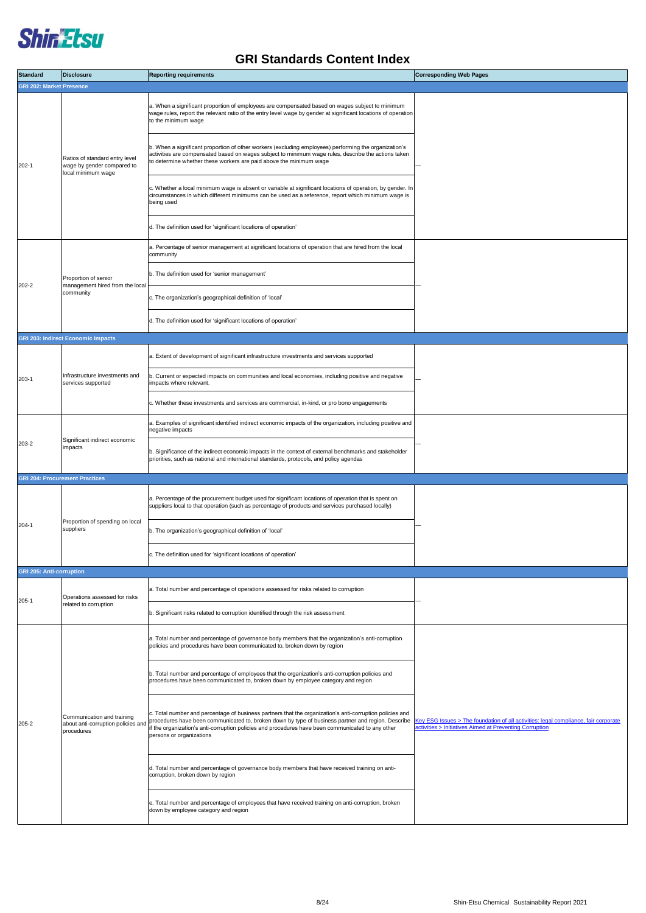Shin-Etsu

# GRI Standards Content Index

| Standard | Disclosure | Reporting requirements | Corresponding Web Pages |
|---|---|---|---|
| **GRI 202: Market Presence** | | | |
| 202-1 | Ratios of standard entry level wage by gender compared to local minimum wage | a. When a significant proportion of employees are compensated based on wages subject to minimum wage rules, report the relevant ratio of the entry level wage by gender at significant locations of operation to the minimum wage | — |
| | | b. When a significant proportion of other workers (excluding employees) performing the organization's activities are compensated based on wages subject to minimum wage rules, describe the actions taken to determine whether these workers are paid above the minimum wage | |
| | | c. Whether a local minimum wage is absent or variable at significant locations of operation, by gender. In circumstances in which different minimums can be used as a reference, report which minimum wage is being used | |
| | | d. The definition used for 'significant locations of operation' | |
| 202-2 | Proportion of senior management hired from the local community | a. Percentage of senior management at significant locations of operation that are hired from the local community | — |
| | | b. The definition used for 'senior management' | |
| | | c. The organization's geographical definition of 'local' | |
| | | d. The definition used for 'significant locations of operation' | |
| **GRI 203: Indirect Economic Impacts** | | | |
| 203-1 | Infrastructure investments and services supported | a. Extent of development of significant infrastructure investments and services supported | — |
| | | b. Current or expected impacts on communities and local economies, including positive and negative impacts where relevant. | |
| | | c. Whether these investments and services are commercial, in-kind, or pro bono engagements | |
| 203-2 | Significant indirect economic impacts | a. Examples of significant identified indirect economic impacts of the organization, including positive and negative impacts | — |
| | | b. Significance of the indirect economic impacts in the context of external benchmarks and stakeholder priorities, such as national and international standards, protocols, and policy agendas | |
| **GRI 204: Procurement Practices** | | | |
| 204-1 | Proportion of spending on local suppliers | a. Percentage of the procurement budget used for significant locations of operation that is spent on suppliers local to that operation (such as percentage of products and services purchased locally) | — |
| | | b. The organization's geographical definition of 'local' | |
| | | c. The definition used for 'significant locations of operation' | |
| **GRI 205: Anti-corruption** | | | |
| 205-1 | Operations assessed for risks related to corruption | a. Total number and percentage of operations assessed for risks related to corruption | — |
| | | b. Significant risks related to corruption identified through the risk assessment | |
| 205-2 | Communication and training about anti-corruption policies and procedures | a. Total number and percentage of governance body members that the organization's anti-corruption policies and procedures have been communicated to, broken down by region | Key ESG Issues > The foundation of all activities: legal compliance, fair corporate activities > Initiatives Aimed at Preventing Corruption |
| | | b. Total number and percentage of employees that the organization's anti-corruption policies and procedures have been communicated to, broken down by employee category and region | |
| | | c. Total number and percentage of business partners that the organization's anti-corruption policies and procedures have been communicated to, broken down by type of business partner and region. Describe if the organization's anti-corruption policies and procedures have been communicated to any other persons or organizations | |
| | | d. Total number and percentage of governance body members that have received training on anti-corruption, broken down by region | |
| | | e. Total number and percentage of employees that have received training on anti-corruption, broken down by employee category and region | |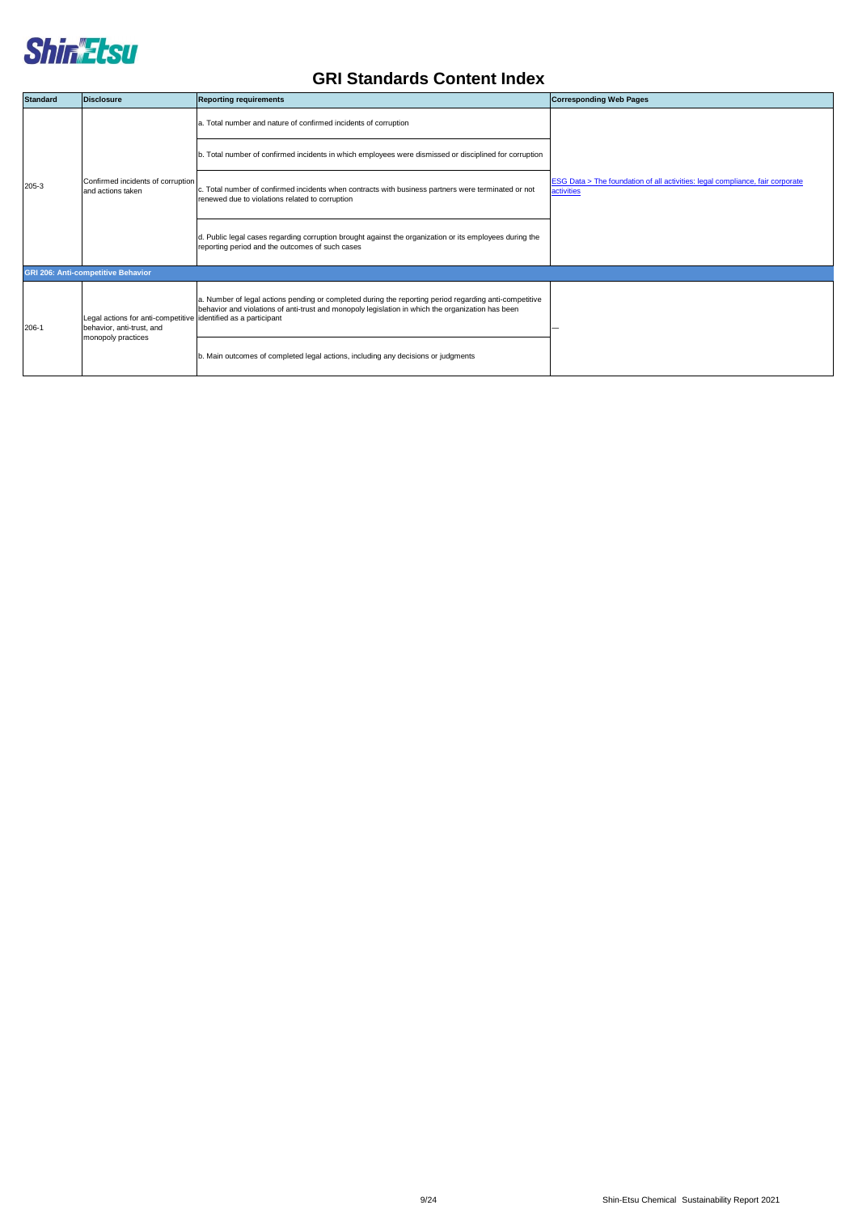# GRI Standards Content Index

| Standard | Disclosure | Reporting requirements | Corresponding Web Pages |
|---|---|---|---|
| 205-3 | Confirmed incidents of corruption and actions taken | a. Total number and nature of confirmed incidents of corruption | ESG Data > The foundation of all activities: legal compliance, fair corporate activities |
| | | b. Total number of confirmed incidents in which employees were dismissed or disciplined for corruption | |
| | | c. Total number of confirmed incidents when contracts with business partners were terminated or not renewed due to violations related to corruption | |
| | | d. Public legal cases regarding corruption brought against the organization or its employees during the reporting period and the outcomes of such cases | |
| **GRI 206: Anti-competitive Behavior** | | | |
| 206-1 | Legal actions for anti-competitive behavior, anti-trust, and monopoly practices | a. Number of legal actions pending or completed during the reporting period regarding anti-competitive behavior and violations of anti-trust and monopoly legislation in which the organization has been identified as a participant | — |
| | | b. Main outcomes of completed legal actions, including any decisions or judgments | |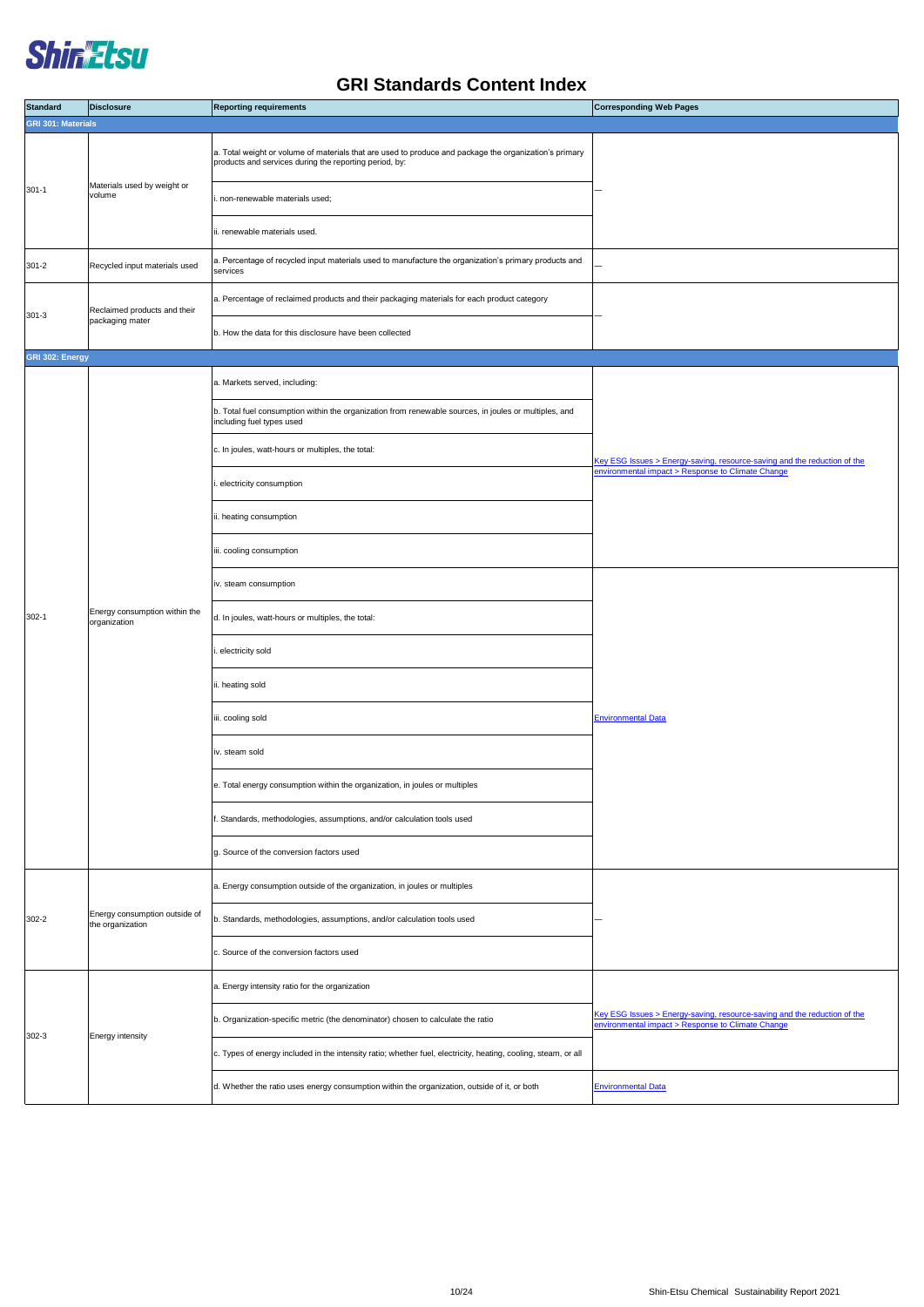# GRI Standards Content Index

| Standard | Disclosure | Reporting requirements | Corresponding Web Pages |
|---|---|---|---|
| **GRI 301: Materials** | | | |
| 301-1 | Materials used by weight or volume | a. Total weight or volume of materials that are used to produce and package the organization's primary products and services during the reporting period, by: | — |
| | | i. non-renewable materials used; | |
| | | ii. renewable materials used. | |
| 301-2 | Recycled input materials used | a. Percentage of recycled input materials used to manufacture the organization's primary products and services | — |
| 301-3 | Reclaimed products and their packaging mater | a. Percentage of reclaimed products and their packaging materials for each product category | — |
| | | b. How the data for this disclosure have been collected | |
| **GRI 302: Energy** | | | |
| 302-1 | Energy consumption within the organization | a. Markets served, including: | Key ESG Issues > Energy-saving, resource-saving and the reduction of the environmental impact > Response to Climate Change |
| | | b. Total fuel consumption within the organization from renewable sources, in joules or multiples, and including fuel types used | |
| | | c. In joules, watt-hours or multiples, the total: | |
| | | i. electricity consumption | |
| | | ii. heating consumption | |
| | | iii. cooling consumption | |
| | | iv. steam consumption | Environmental Data |
| | | d. In joules, watt-hours or multiples, the total: | |
| | | i. electricity sold | |
| | | ii. heating sold | |
| | | iii. cooling sold | |
| | | iv. steam sold | |
| | | e. Total energy consumption within the organization, in joules or multiples | |
| | | f. Standards, methodologies, assumptions, and/or calculation tools used | |
| | | g. Source of the conversion factors used | |
| 302-2 | Energy consumption outside of the organization | a. Energy consumption outside of the organization, in joules or multiples | — |
| | | b. Standards, methodologies, assumptions, and/or calculation tools used | |
| | | c. Source of the conversion factors used | |
| 302-3 | Energy intensity | a. Energy intensity ratio for the organization | Key ESG Issues > Energy-saving, resource-saving and the reduction of the environmental impact > Response to Climate Change |
| | | b. Organization-specific metric (the denominator) chosen to calculate the ratio | |
| | | c. Types of energy included in the intensity ratio; whether fuel, electricity, heating, cooling, steam, or all | |
| | | d. Whether the ratio uses energy consumption within the organization, outside of it, or both | Environmental Data |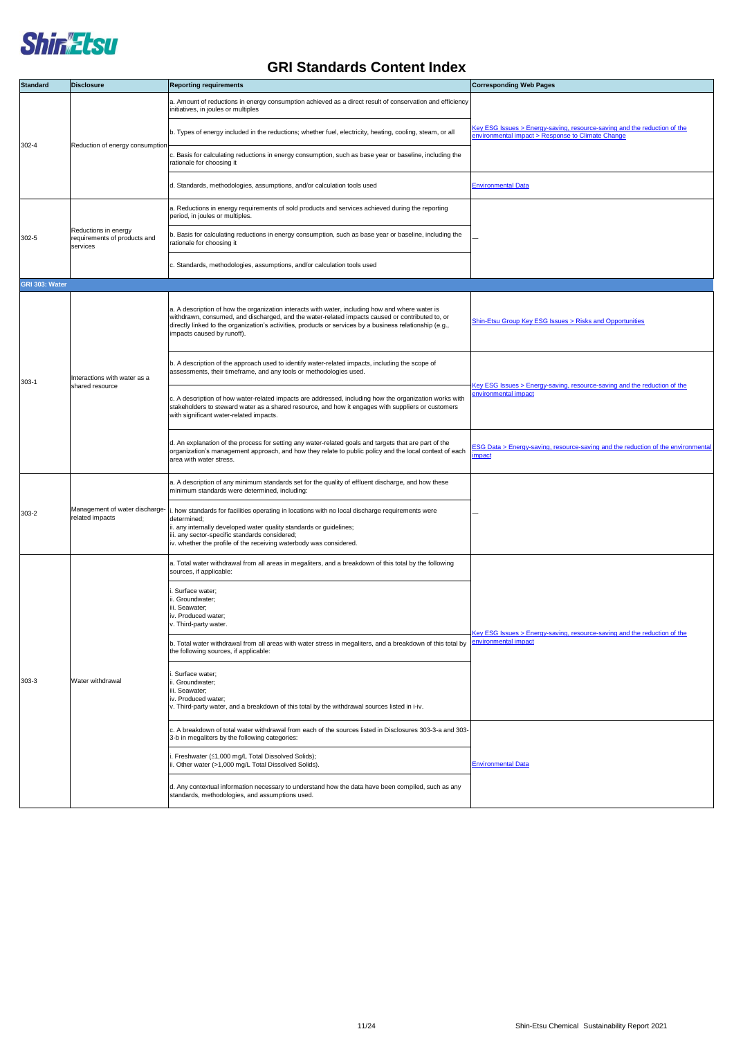# GRI Standards Content Index

| Standard | Disclosure | Reporting requirements | Corresponding Web Pages |
|---|---|---|---|
| 302-4 | Reduction of energy consumption | a. Amount of reductions in energy consumption achieved as a direct result of conservation and efficiency initiatives, in joules or multiples | Key ESG Issues > Energy-saving, resource-saving and the reduction of the environmental impact > Response to Climate Change |
| | | b. Types of energy included in the reductions; whether fuel, electricity, heating, cooling, steam, or all | |
| | | c. Basis for calculating reductions in energy consumption, such as base year or baseline, including the rationale for choosing it | |
| | | d. Standards, methodologies, assumptions, and/or calculation tools used | Environmental Data |
| 302-5 | Reductions in energy requirements of products and services | a. Reductions in energy requirements of sold products and services achieved during the reporting period, in joules or multiples. | — |
| | | b. Basis for calculating reductions in energy consumption, such as base year or baseline, including the rationale for choosing it | |
| | | c. Standards, methodologies, assumptions, and/or calculation tools used | |
| **GRI 303: Water** | | | |
| 303-1 | Interactions with water as a shared resource | a. A description of how the organization interacts with water, including how and where water is withdrawn, consumed, and discharged, and the water-related impacts caused or contributed to, or directly linked to the organization's activities, products or services by a business relationship (e.g., impacts caused by runoff). | Shin-Etsu Group Key ESG Issues > Risks and Opportunities |
| | | b. A description of the approach used to identify water-related impacts, including the scope of assessments, their timeframe, and any tools or methodologies used. | Key ESG Issues > Energy-saving, resource-saving and the reduction of the environmental impact |
| | | c. A description of how water-related impacts are addressed, including how the organization works with stakeholders to steward water as a shared resource, and how it engages with suppliers or customers with significant water-related impacts. | |
| | | d. An explanation of the process for setting any water-related goals and targets that are part of the organization's management approach, and how they relate to public policy and the local context of each area with water stress. | ESG Data > Energy-saving, resource-saving and the reduction of the environmental impact |
| 303-2 | Management of water discharge-related impacts | a. A description of any minimum standards set for the quality of effluent discharge, and how these minimum standards were determined, including: | — |
| | | i. how standards for facilities operating in locations with no local discharge requirements were determined;<br>ii. any internally developed water quality standards or guidelines;<br>iii. any sector-specific standards considered;<br>iv. whether the profile of the receiving waterbody was considered. | |
| 303-3 | Water withdrawal | a. Total water withdrawal from all areas in megaliters, and a breakdown of this total by the following sources, if applicable: | Key ESG Issues > Energy-saving, resource-saving and the reduction of the environmental impact |
| | | i. Surface water;<br>ii. Groundwater;<br>iii. Seawater;<br>iv. Produced water;<br>v. Third-party water. | |
| | | b. Total water withdrawal from all areas with water stress in megaliters, and a breakdown of this total by the following sources, if applicable: | |
| | | i. Surface water;<br>ii. Groundwater;<br>iii. Seawater;<br>iv. Produced water;<br>v. Third-party water, and a breakdown of this total by the withdrawal sources listed in i-iv. | |
| | | c. A breakdown of total water withdrawal from each of the sources listed in Disclosures 303-3-a and 303-3-b in megaliters by the following categories: | Environmental Data |
| | | i. Freshwater (≦1,000 mg/L Total Dissolved Solids);<br>ii. Other water (>1,000 mg/L Total Dissolved Solids). | |
| | | d. Any contextual information necessary to understand how the data have been compiled, such as any standards, methodologies, and assumptions used. | |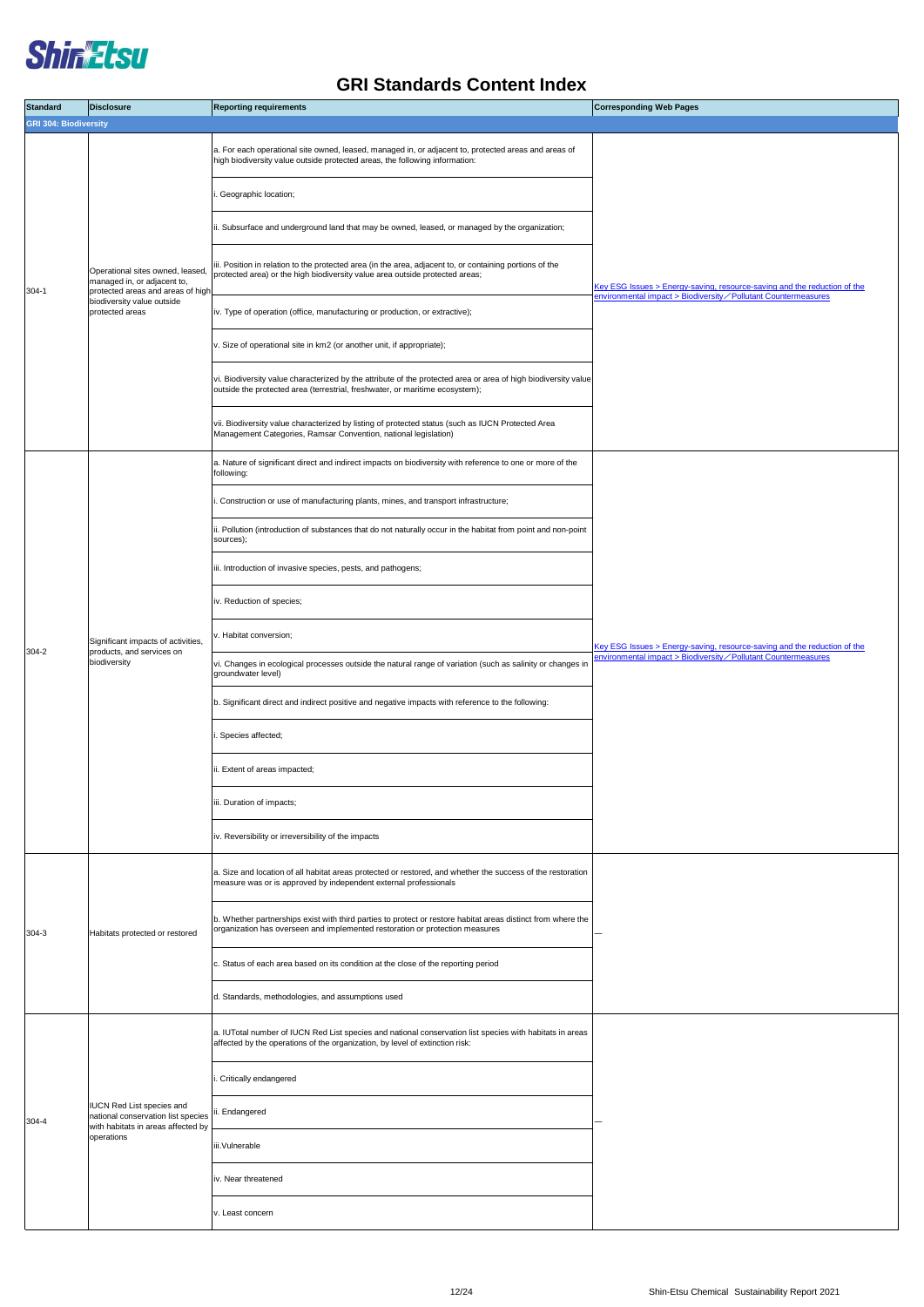# GRI Standards Content Index

| Standard | Disclosure | Reporting requirements | Corresponding Web Pages |
|---|---|---|---|
| **GRI 304: Biodiversity** | | | |
| 304-1 | Operational sites owned, leased, managed in, or adjacent to, protected areas and areas of high biodiversity value outside protected areas | a. For each operational site owned, leased, managed in, or adjacent to, protected areas and areas of high biodiversity value outside protected areas, the following information: | Key ESG Issues > Energy-saving, resource-saving and the reduction of the environmental impact > Biodiversity／Pollutant Countermeasures |
| | | i. Geographic location; | |
| | | ii. Subsurface and underground land that may be owned, leased, or managed by the organization; | |
| | | iii. Position in relation to the protected area (in the area, adjacent to, or containing portions of the protected area) or the high biodiversity value area outside protected areas; | |
| | | iv. Type of operation (office, manufacturing or production, or extractive); | |
| | | v. Size of operational site in km2 (or another unit, if appropriate); | |
| | | vi. Biodiversity value characterized by the attribute of the protected area or area of high biodiversity value outside the protected area (terrestrial, freshwater, or maritime ecosystem); | |
| | | vii. Biodiversity value characterized by listing of protected status (such as IUCN Protected Area Management Categories, Ramsar Convention, national legislation) | |
| 304-2 | Significant impacts of activities, products, and services on biodiversity | a. Nature of significant direct and indirect impacts on biodiversity with reference to one or more of the following: | Key ESG Issues > Energy-saving, resource-saving and the reduction of the environmental impact > Biodiversity／Pollutant Countermeasures |
| | | i. Construction or use of manufacturing plants, mines, and transport infrastructure; | |
| | | ii. Pollution (introduction of substances that do not naturally occur in the habitat from point and non-point sources); | |
| | | iii. Introduction of invasive species, pests, and pathogens; | |
| | | iv. Reduction of species; | |
| | | v. Habitat conversion; | |
| | | vi. Changes in ecological processes outside the natural range of variation (such as salinity or changes in groundwater level) | |
| | | b. Significant direct and indirect positive and negative impacts with reference to the following: | |
| | | i. Species affected; | |
| | | ii. Extent of areas impacted; | |
| | | iii. Duration of impacts; | |
| | | iv. Reversibility or irreversibility of the impacts | |
| 304-3 | Habitats protected or restored | a. Size and location of all habitat areas protected or restored, and whether the success of the restoration measure was or is approved by independent external professionals | — |
| | | b. Whether partnerships exist with third parties to protect or restore habitat areas distinct from where the organization has overseen and implemented restoration or protection measures | |
| | | c. Status of each area based on its condition at the close of the reporting period | |
| | | d. Standards, methodologies, and assumptions used | |
| 304-4 | IUCN Red List species and national conservation list species with habitats in areas affected by operations | a. IUTotal number of IUCN Red List species and national conservation list species with habitats in areas affected by the operations of the organization, by level of extinction risk: | — |
| | | i. Critically endangered | |
| | | ii. Endangered | |
| | | iii.Vulnerable | |
| | | iv. Near threatened | |
| | | v. Least concern | |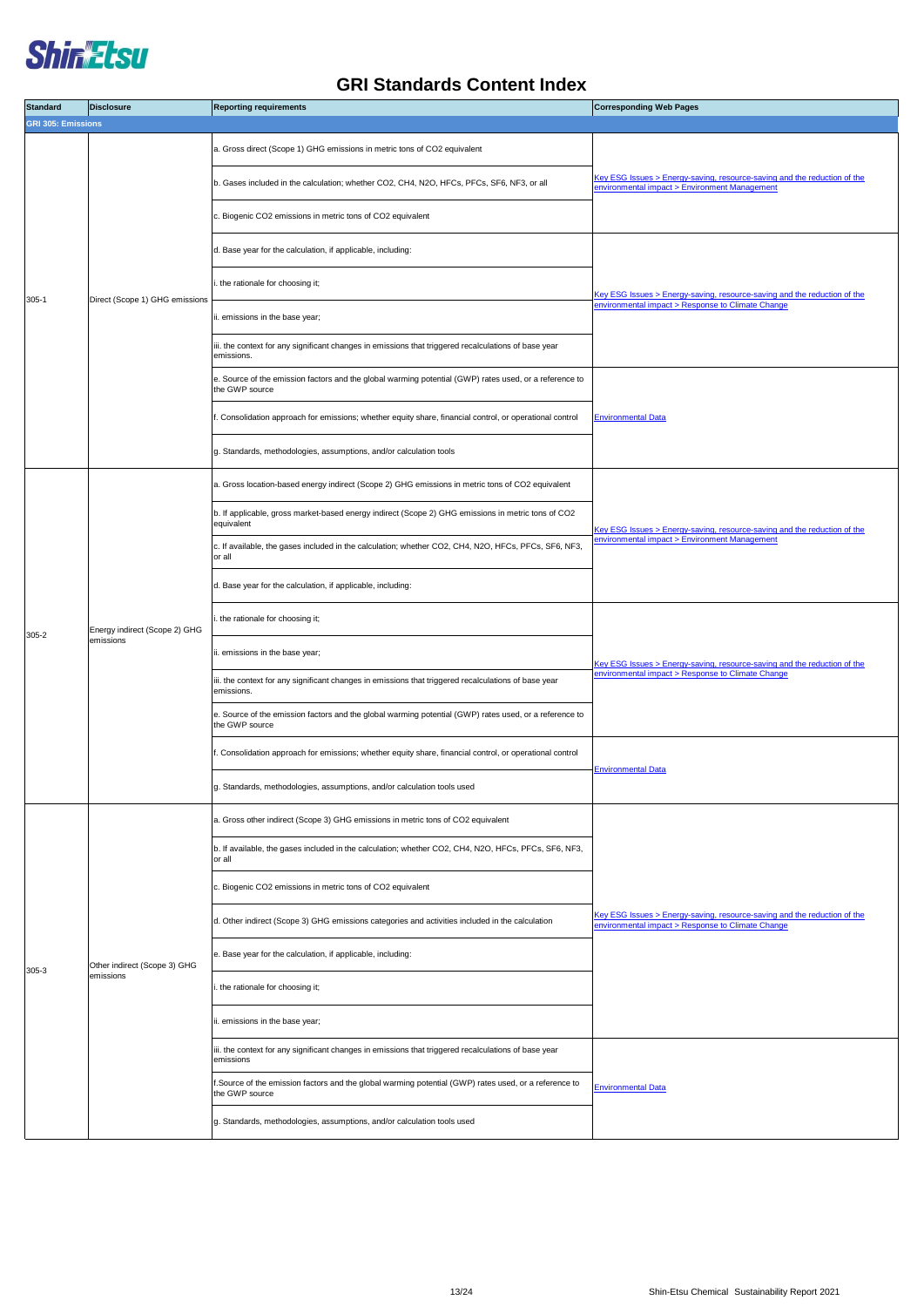# GRI Standards Content Index

| Standard | Disclosure | Reporting requirements | Corresponding Web Pages |
|---|---|---|---|
| **GRI 305: Emissions** | | | |
| 305-1 | Direct (Scope 1) GHG emissions | a. Gross direct (Scope 1) GHG emissions in metric tons of $CO_2$ equivalent | Key ESG Issues > Energy-saving, resource-saving and the reduction of the environmental impact > Environment Management |
| | | b. Gases included in the calculation; whether $CO_2$, $CH_4$, $N_2O$, HFCs, PFCs, $SF_6$, $NF_3$, or all | |
| | | c. Biogenic $CO_2$ emissions in metric tons of $CO_2$ equivalent | |
| | | d. Base year for the calculation, if applicable, including: | Key ESG Issues > Energy-saving, resource-saving and the reduction of the environmental impact > Response to Climate Change |
| | | i. the rationale for choosing it; | |
| | | ii. emissions in the base year; | |
| | | iii. the context for any significant changes in emissions that triggered recalculations of base year emissions. | |
| | | e. Source of the emission factors and the global warming potential (GWP) rates used, or a reference to the GWP source | Environmental Data |
| | | f. Consolidation approach for emissions; whether equity share, financial control, or operational control | |
| | | g. Standards, methodologies, assumptions, and/or calculation tools | |
| 305-2 | Energy indirect (Scope 2) GHG emissions | a. Gross location-based energy indirect (Scope 2) GHG emissions in metric tons of $CO_2$ equivalent | Key ESG Issues > Energy-saving, resource-saving and the reduction of the environmental impact > Environment Management |
| | | b. If applicable, gross market-based energy indirect (Scope 2) GHG emissions in metric tons of $CO_2$ equivalent | |
| | | c. If available, the gases included in the calculation; whether $CO_2$, $CH_4$, $N_2O$, HFCs, PFCs, $SF_6$, $NF_3$, or all | |
| | | d. Base year for the calculation, if applicable, including: | |
| | | i. the rationale for choosing it; | Key ESG Issues > Energy-saving, resource-saving and the reduction of the environmental impact > Response to Climate Change |
| | | ii. emissions in the base year; | |
| | | iii. the context for any significant changes in emissions that triggered recalculations of base year emissions. | |
| | | e. Source of the emission factors and the global warming potential (GWP) rates used, or a reference to the GWP source | |
| | | f. Consolidation approach for emissions; whether equity share, financial control, or operational control | Environmental Data |
| | | g. Standards, methodologies, assumptions, and/or calculation tools used | |
| 305-3 | Other indirect (Scope 3) GHG emissions | a. Gross other indirect (Scope 3) GHG emissions in metric tons of $CO_2$ equivalent | Key ESG Issues > Energy-saving, resource-saving and the reduction of the environmental impact > Response to Climate Change |
| | | b. If available, the gases included in the calculation; whether $CO_2$, $CH_4$, $N_2O$, HFCs, PFCs, $SF_6$, $NF_3$, or all | |
| | | c. Biogenic $CO_2$ emissions in metric tons of $CO_2$ equivalent | |
| | | d. Other indirect (Scope 3) GHG emissions categories and activities included in the calculation | |
| | | e. Base year for the calculation, if applicable, including: | |
| | | i. the rationale for choosing it; | |
| | | ii. emissions in the base year; | |
| | | iii. the context for any significant changes in emissions that triggered recalculations of base year emissions | Environmental Data |
| | | f. Source of the emission factors and the global warming potential (GWP) rates used, or a reference to the GWP source | |
| | | g. Standards, methodologies, assumptions, and/or calculation tools used | |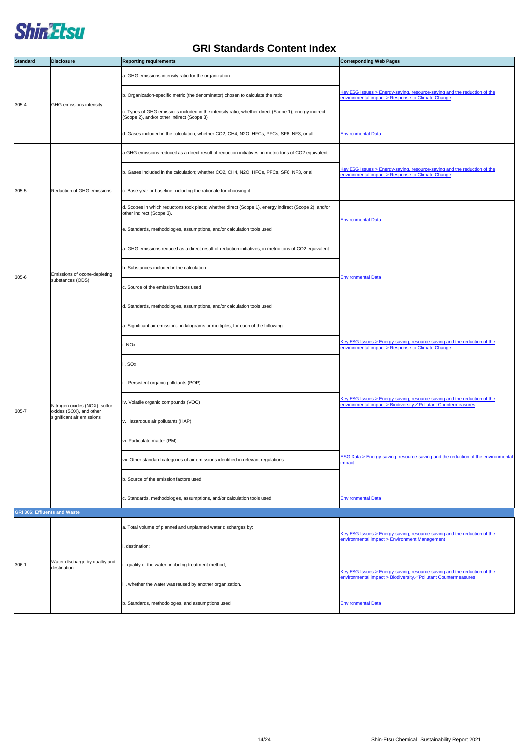# GRI Standards Content Index

| Standard | Disclosure | Reporting requirements | Corresponding Web Pages |
|---|---|---|---|
| 305-4 | GHG emissions intensity | a. GHG emissions intensity ratio for the organization | Key ESG Issues > Energy-saving, resource-saving and the reduction of the environmental impact > Response to Climate Change |
| | | b. Organization-specific metric (the denominator) chosen to calculate the ratio | |
| | | c. Types of GHG emissions included in the intensity ratio; whether direct (Scope 1), energy indirect (Scope 2), and/or other indirect (Scope 3) | |
| | | d. Gases included in the calculation; whether $CO_2$, $CH_4$, $N_2O$, HFCs, PFCs, $SF_6$, $NF_3$, or all | Environmental Data |
| 305-5 | Reduction of GHG emissions | a.GHG emissions reduced as a direct result of reduction initiatives, in metric tons of $CO_2$ equivalent | Key ESG Issues > Energy-saving, resource-saving and the reduction of the environmental impact > Response to Climate Change |
| | | b. Gases included in the calculation; whether $CO_2$, $CH_4$, $N_2O$, HFCs, PFCs, $SF_6$, $NF_3$, or all | |
| | | c. Base year or baseline, including the rationale for choosing it | |
| | | d. Scopes in which reductions took place; whether direct (Scope 1), energy indirect (Scope 2), and/or other indirect (Scope 3). | Environmental Data |
| | | e. Standards, methodologies, assumptions, and/or calculation tools used | |
| 305-6 | Emissions of ozone-depleting substances (ODS) | a. GHG emissions reduced as a direct result of reduction initiatives, in metric tons of $CO_2$ equivalent | Environmental Data |
| | | b. Substances included in the calculation | |
| | | c. Source of the emission factors used | |
| | | d. Standards, methodologies, assumptions, and/or calculation tools used | |
| 305-7 | Nitrogen oxides (NOX), sulfur oxides (SOX), and other significant air emissions | a. Significant air emissions, in kilograms or multiples, for each of the following: | Key ESG Issues > Energy-saving, resource-saving and the reduction of the environmental impact > Response to Climate Change |
| | | i. NOx | |
| | | ii. SOx | |
| | | iii. Persistent organic pollutants (POP) | Key ESG Issues > Energy-saving, resource-saving and the reduction of the environmental impact > Biodiversity／Pollutant Countermeasures |
| | | iv. Volatile organic compounds (VOC) | |
| | | v. Hazardous air pollutants (HAP) | |
| | | vi. Particulate matter (PM) | ESG Data > Energy-saving, resource-saving and the reduction of the environmental impact |
| | | vii. Other standard categories of air emissions identified in relevant regulations | |
| | | b. Source of the emission factors used | |
| | | c. Standards, methodologies, assumptions, and/or calculation tools used | Environmental Data |
| **GRI 306: Effluents and Waste** | | | |
| 306-1 | Water discharge by quality and destination | a. Total volume of planned and unplanned water discharges by: | Key ESG Issues > Energy-saving, resource-saving and the reduction of the environmental impact > Environment Management |
| | | i. destination; | |
| | | ii. quality of the water, including treatment method; | Key ESG Issues > Energy-saving, resource-saving and the reduction of the environmental impact > Biodiversity／Pollutant Countermeasures |
| | | iii. whether the water was reused by another organization. | |
| | | b. Standards, methodologies, and assumptions used | Environmental Data |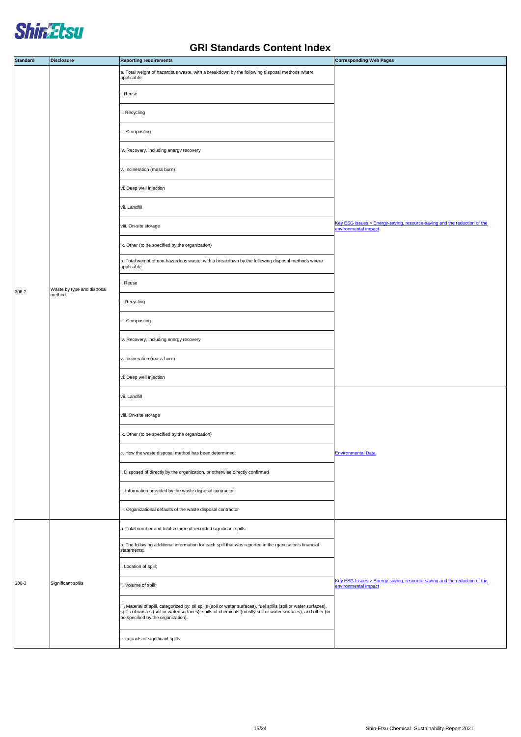# GRI Standards Content Index

| Standard | Disclosure | Reporting requirements | Corresponding Web Pages |
|---|---|---|---|
| 306-2 | Waste by type and disposal method | a. Total weight of hazardous waste, with a breakdown by the following disposal methods where applicable: | Key ESG Issues > Energy-saving, resource-saving and the reduction of the environmental impact |
| | | i. Reuse | |
| | | ii. Recycling | |
| | | iii. Composting | |
| | | iv. Recovery, including energy recovery | |
| | | v. Incineration (mass burn) | |
| | | vi. Deep well injection | |
| | | vii. Landfill | |
| | | viii. On-site storage | |
| | | ix. Other (to be specified by the organization) | |
| | | b. Total weight of non-hazardous waste, with a breakdown by the following disposal methods where applicable: | |
| | | i. Reuse | |
| | | ii. Recycling | |
| | | iii. Composting | |
| | | iv. Recovery, including energy recovery | |
| | | v. Incineration (mass burn) | |
| | | vi. Deep well injection | |
| | | vii. Landfill | Environmental Data |
| | | viii. On-site storage | |
| | | ix. Other (to be specified by the organization) | |
| | | c. How the waste disposal method has been determined: | |
| | | i. Disposed of directly by the organization, or otherwise directly confirmed | |
| | | ii. Information provided by the waste disposal contractor | |
| | | iii. Organizational defaults of the waste disposal contractor | |
| 306-3 | Significant spills | a. Total number and total volume of recorded significant spills | Key ESG Issues > Energy-saving, resource-saving and the reduction of the environmental impact |
| | | b. The following additional information for each spill that was reported in the rganization's financial statements: | |
| | | i. Location of spill; | |
| | | ii. Volume of spill; | |
| | | iii. Material of spill, categorized by: oil spills (soil or water surfaces), fuel spills (soil or water surfaces), spills of wastes (soil or water surfaces), spills of chemicals (mostly soil or water surfaces), and other (to be specified by the organization). | |
| | | c. Impacts of significant spills | |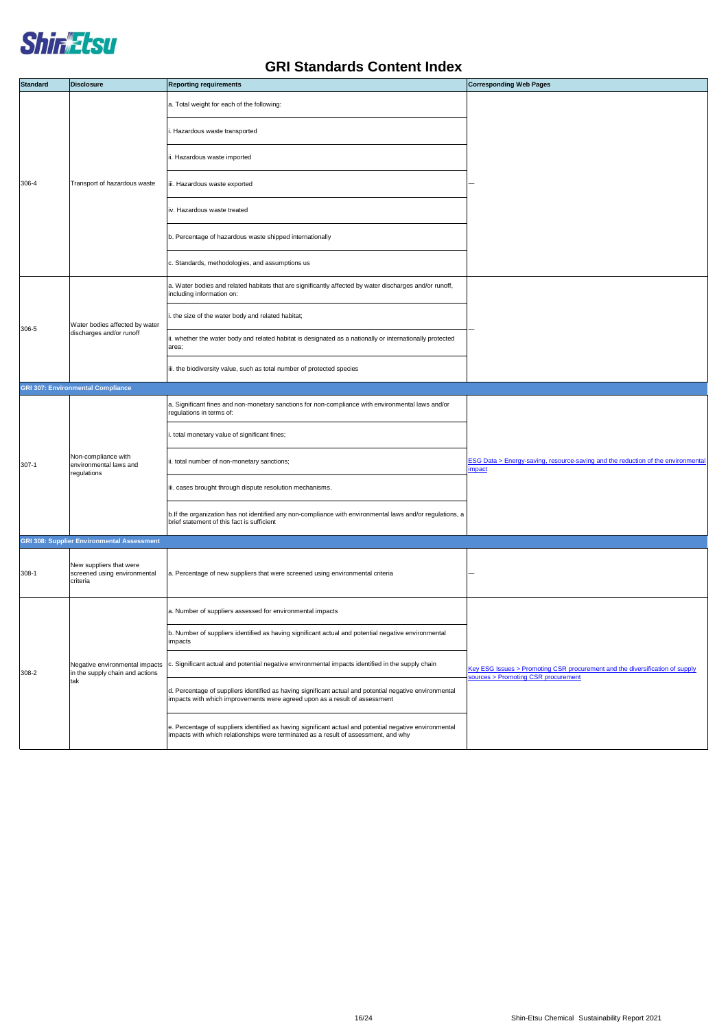# GRI Standards Content Index

| Standard | Disclosure | Reporting requirements | Corresponding Web Pages |
|---|---|---|---|
| 306-4 | Transport of hazardous waste | a. Total weight for each of the following: | — |
| | | i. Hazardous waste transported | |
| | | ii. Hazardous waste imported | |
| | | iii. Hazardous waste exported | |
| | | iv. Hazardous waste treated | |
| | | b. Percentage of hazardous waste shipped internationally | |
| | | c. Standards, methodologies, and assumptions us | |
| 306-5 | Water bodies affected by water discharges and/or runoff | a. Water bodies and related habitats that are significantly affected by water discharges and/or runoff, including information on: | — |
| | | i. the size of the water body and related habitat; | |
| | | ii. whether the water body and related habitat is designated as a nationally or internationally protected area; | |
| | | iii. the biodiversity value, such as total number of protected species | |
| **GRI 307: Environmental Compliance** | | | |
| 307-1 | Non-compliance with environmental laws and regulations | a. Significant fines and non-monetary sanctions for non-compliance with environmental laws and/or regulations in terms of: | ESG Data > Energy-saving, resource-saving and the reduction of the environmental impact |
| | | i. total monetary value of significant fines; | |
| | | ii. total number of non-monetary sanctions; | |
| | | iii. cases brought through dispute resolution mechanisms. | |
| | | b.If the organization has not identified any non-compliance with environmental laws and/or regulations, a brief statement of this fact is sufficient | |
| **GRI 308: Supplier Environmental Assessment** | | | |
| 308-1 | New suppliers that were screened using environmental criteria | a. Percentage of new suppliers that were screened using environmental criteria | — |
| 308-2 | Negative environmental impacts in the supply chain and actions tak | a. Number of suppliers assessed for environmental impacts | Key ESG Issues > Promoting CSR procurement and the diversification of supply sources > Promoting CSR procurement |
| | | b. Number of suppliers identified as having significant actual and potential negative environmental impacts | |
| | | c. Significant actual and potential negative environmental impacts identified in the supply chain | |
| | | d. Percentage of suppliers identified as having significant actual and potential negative environmental impacts with which improvements were agreed upon as a result of assessment | |
| | | e. Percentage of suppliers identified as having significant actual and potential negative environmental impacts with which relationships were terminated as a result of assessment, and why | |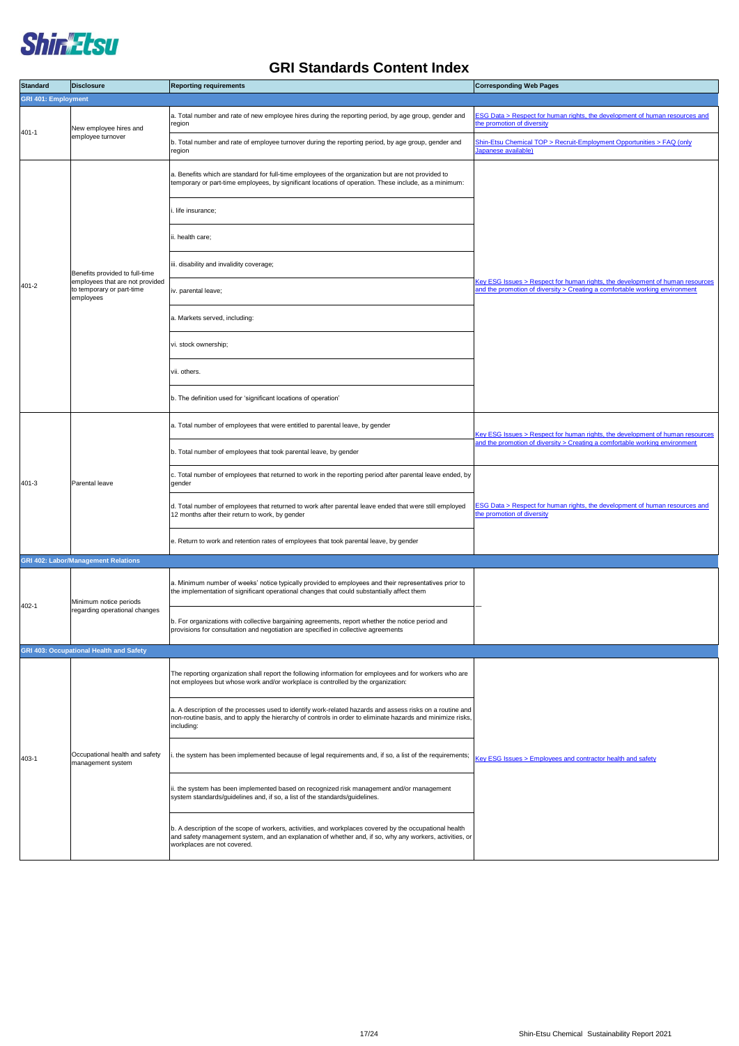# GRI Standards Content Index

| Standard | Disclosure | Reporting requirements | Corresponding Web Pages |
|---|---|---|---|
| **GRI 401: Employment** | | | |
| 401-1 | New employee hires and employee turnover | a. Total number and rate of new employee hires during the reporting period, by age group, gender and region | ESG Data > Respect for human rights, the development of human resources and the promotion of diversity |
| | | b. Total number and rate of employee turnover during the reporting period, by age group, gender and region | Shin-Etsu Chemical TOP > Recruit-Employment Opportunities > FAQ (only Japanese available) |
| 401-2 | Benefits provided to full-time employees that are not provided to temporary or part-time employees | a. Benefits which are standard for full-time employees of the organization but are not provided to temporary or part-time employees, by significant locations of operation. These include, as a minimum: | Key ESG Issues > Respect for human rights, the development of human resources and the promotion of diversity > Creating a comfortable working environment |
| | | i. life insurance; | |
| | | ii. health care; | |
| | | iii. disability and invalidity coverage; | |
| | | iv. parental leave; | |
| | | a. Markets served, including: | |
| | | vi. stock ownership; | |
| | | vii. others. | |
| | | b. The definition used for 'significant locations of operation' | |
| 401-3 | Parental leave | a. Total number of employees that were entitled to parental leave, by gender | Key ESG Issues > Respect for human rights, the development of human resources and the promotion of diversity > Creating a comfortable working environment |
| | | b. Total number of employees that took parental leave, by gender | |
| | | c. Total number of employees that returned to work in the reporting period after parental leave ended, by gender | ESG Data > Respect for human rights, the development of human resources and the promotion of diversity |
| | | d. Total number of employees that returned to work after parental leave ended that were still employed 12 months after their return to work, by gender | |
| | | e. Return to work and retention rates of employees that took parental leave, by gender | |
| **GRI 402: Labor/Management Relations** | | | |
| 402-1 | Minimum notice periods regarding operational changes | a. Minimum number of weeks' notice typically provided to employees and their representatives prior to the implementation of significant operational changes that could substantially affect them | — |
| | | b. For organizations with collective bargaining agreements, report whether the notice period and provisions for consultation and negotiation are specified in collective agreements | |
| **GRI 403: Occupational Health and Safety** | | | |
| 403-1 | Occupational health and safety management system | The reporting organization shall report the following information for employees and for workers who are not employees but whose work and/or workplace is controlled by the organization: | Key ESG Issues > Employees and contractor health and safety |
| | | a. A description of the processes used to identify work-related hazards and assess risks on a routine and non-routine basis, and to apply the hierarchy of controls in order to eliminate hazards and minimize risks, including: | |
| | | i. the system has been implemented because of legal requirements and, if so, a list of the requirements; | |
| | | ii. the system has been implemented based on recognized risk management and/or management system standards/guidelines and, if so, a list of the standards/guidelines. | |
| | | b. A description of the scope of workers, activities, and workplaces covered by the occupational health and safety management system, and an explanation of whether and, if so, why any workers, activities, or workplaces are not covered. | |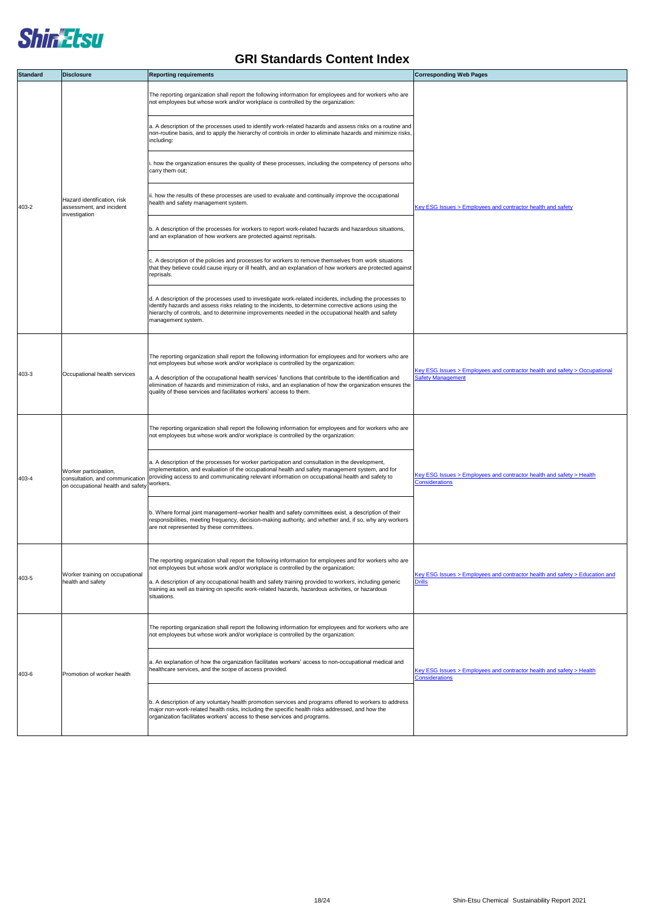# GRI Standards Content Index

| Standard | Disclosure | Reporting requirements | Corresponding Web Pages |
|---|---|---|---|
| 403-2 | Hazard identification, risk assessment, and incident investigation | The reporting organization shall report the following information for employees and for workers who are not employees but whose work and/or workplace is controlled by the organization: | Key ESG Issues > Employees and contractor health and safety |
| | | a. A description of the processes used to identify work-related hazards and assess risks on a routine and non-routine basis, and to apply the hierarchy of controls in order to eliminate hazards and minimize risks, including: | |
| | | i. how the organization ensures the quality of these processes, including the competency of persons who carry them out; | |
| | | ii. how the results of these processes are used to evaluate and continually improve the occupational health and safety management system. | |
| | | b. A description of the processes for workers to report work-related hazards and hazardous situations, and an explanation of how workers are protected against reprisals. | |
| | | c. A description of the policies and processes for workers to remove themselves from work situations that they believe could cause injury or ill health, and an explanation of how workers are protected against reprisals. | |
| | | d. A description of the processes used to investigate work-related incidents, including the processes to identify hazards and assess risks relating to the incidents, to determine corrective actions using the hierarchy of controls, and to determine improvements needed in the occupational health and safety management system. | |
| 403-3 | Occupational health services | The reporting organization shall report the following information for employees and for workers who are not employees but whose work and/or workplace is controlled by the organization:<br>a. A description of the occupational health services' functions that contribute to the identification and elimination of hazards and minimization of risks, and an explanation of how the organization ensures the quality of these services and facilitates workers' access to them. | Key ESG Issues > Employees and contractor health and safety > Occupational Safety Management |
| 403-4 | Worker participation, consultation, and communication on occupational health and safety | The reporting organization shall report the following information for employees and for workers who are not employees but whose work and/or workplace is controlled by the organization: | Key ESG Issues > Employees and contractor health and safety > Health Considerations |
| | | a. A description of the processes for worker participation and consultation in the development, implementation, and evaluation of the occupational health and safety management system, and for providing access to and communicating relevant information on occupational health and safety to workers. | |
| | | b. Where formal joint management–worker health and safety committees exist, a description of their responsibilities, meeting frequency, decision-making authority, and whether and, if so, why any workers are not represented by these committees. | |
| 403-5 | Worker training on occupational health and safety | The reporting organization shall report the following information for employees and for workers who are not employees but whose work and/or workplace is controlled by the organization:<br>a. A description of any occupational health and safety training provided to workers, including generic training as well as training on specific work-related hazards, hazardous activities, or hazardous situations. | Key ESG Issues > Employees and contractor health and safety > Education and Drills |
| 403-6 | Promotion of worker health | The reporting organization shall report the following information for employees and for workers who are not employees but whose work and/or workplace is controlled by the organization: | Key ESG Issues > Employees and contractor health and safety > Health Considerations |
| | | a. An explanation of how the organization facilitates workers' access to non-occupational medical and healthcare services, and the scope of access provided. | |
| | | b. A description of any voluntary health promotion services and programs offered to workers to address major non-work-related health risks, including the specific health risks addressed, and how the organization facilitates workers' access to these services and programs. | |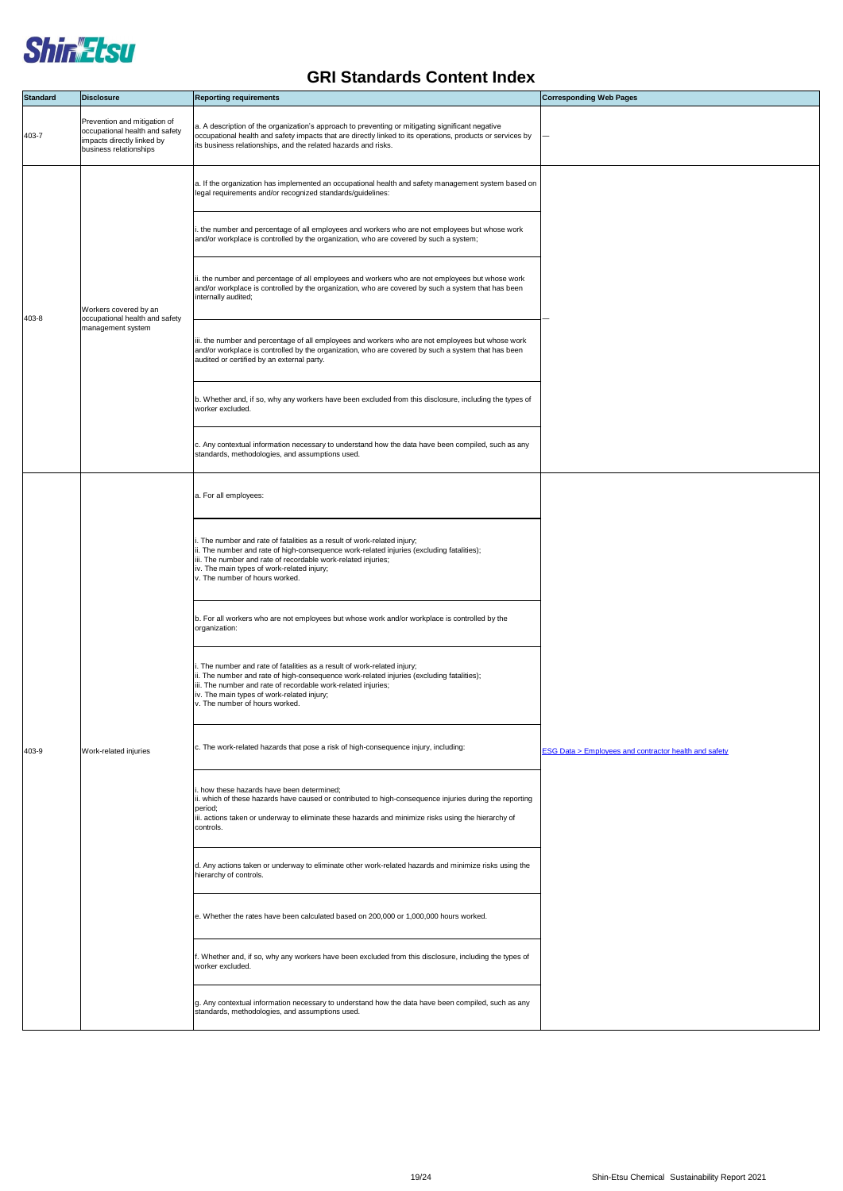# GRI Standards Content Index

| Standard | Disclosure | Reporting requirements | Corresponding Web Pages |
|---|---|---|---|
| 403-7 | Prevention and mitigation of occupational health and safety impacts directly linked by business relationships | a. A description of the organization's approach to preventing or mitigating significant negative occupational health and safety impacts that are directly linked to its operations, products or services by its business relationships, and the related hazards and risks. | — |
| 403-8 | Workers covered by an occupational health and safety management system | a. If the organization has implemented an occupational health and safety management system based on legal requirements and/or recognized standards/guidelines: | — |
| | | i. the number and percentage of all employees and workers who are not employees but whose work and/or workplace is controlled by the organization, who are covered by such a system; | |
| | | ii. the number and percentage of all employees and workers who are not employees but whose work and/or workplace is controlled by the organization, who are covered by such a system that has been internally audited; | |
| | | iii. the number and percentage of all employees and workers who are not employees but whose work and/or workplace is controlled by the organization, who are covered by such a system that has been audited or certified by an external party. | |
| | | b. Whether and, if so, why any workers have been excluded from this disclosure, including the types of worker excluded. | |
| | | c. Any contextual information necessary to understand how the data have been compiled, such as any standards, methodologies, and assumptions used. | |
| 403-9 | Work-related injuries | a. For all employees: | ESG Data > Employees and contractor health and safety |
| | | i. The number and rate of fatalities as a result of work-related injury;<br>ii. The number and rate of high-consequence work-related injuries (excluding fatalities);<br>iii. The number and rate of recordable work-related injuries;<br>iv. The main types of work-related injury;<br>v. The number of hours worked. | |
| | | b. For all workers who are not employees but whose work and/or workplace is controlled by the organization: | |
| | | i. The number and rate of fatalities as a result of work-related injury;<br>ii. The number and rate of high-consequence work-related injuries (excluding fatalities);<br>iii. The number and rate of recordable work-related injuries;<br>iv. The main types of work-related injury;<br>v. The number of hours worked. | |
| | | c. The work-related hazards that pose a risk of high-consequence injury, including: | |
| | | i. how these hazards have been determined;<br>ii. which of these hazards have caused or contributed to high-consequence injuries during the reporting period;<br>iii. actions taken or underway to eliminate these hazards and minimize risks using the hierarchy of controls. | |
| | | d. Any actions taken or underway to eliminate other work-related hazards and minimize risks using the hierarchy of controls. | |
| | | e. Whether the rates have been calculated based on 200,000 or 1,000,000 hours worked. | |
| | | f. Whether and, if so, why any workers have been excluded from this disclosure, including the types of worker excluded. | |
| | | g. Any contextual information necessary to understand how the data have been compiled, such as any standards, methodologies, and assumptions used. | |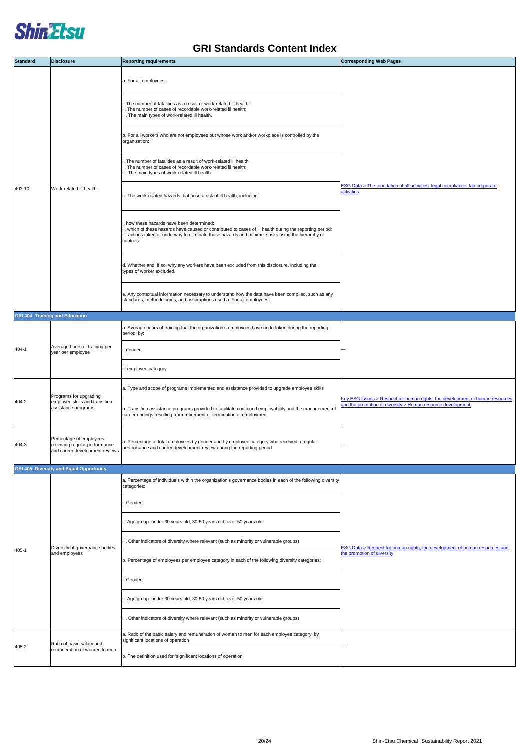# GRI Standards Content Index

| Standard | Disclosure | Reporting requirements | Corresponding Web Pages |
|---|---|---|---|
| 403-10 | Work-related ill health | a. For all employees: | ESG Data > The foundation of all activities: legal compliance, fair corporate activities |
| | | i. The number of fatalities as a result of work-related ill health;<br>ii. The number of cases of recordable work-related ill health;<br>iii. The main types of work-related ill health. | |
| | | b. For all workers who are not employees but whose work and/or workplace is controlled by the organization: | |
| | | i. The number of fatalities as a result of work-related ill health;<br>ii. The number of cases of recordable work-related ill health;<br>iii. The main types of work-related ill health. | |
| | | c. The work-related hazards that pose a risk of ill health, including: | |
| | | i. how these hazards have been determined;<br>ii. which of these hazards have caused or contributed to cases of ill health during the reporting period;<br>iii. actions taken or underway to eliminate these hazards and minimize risks using the hierarchy of controls. | |
| | | d. Whether and, if so, why any workers have been excluded from this disclosure, including the types of worker excluded. | |
| | | e. Any contextual information necessary to understand how the data have been compiled, such as any standards, methodologies, and assumptions used.a. For all employees: | |
| **GRI 404: Training and Education** | | | |
| 404-1 | Average hours of training per year per employee | a. Average hours of training that the organization's employees have undertaken during the reporting period, by: | — |
| | | i. gender; | |
| | | ii. employee category | |
| 404-2 | Programs for upgrading employee skills and transition assistance programs | a. Type and scope of programs implemented and assistance provided to upgrade employee skills | Key ESG Issues > Respect for human rights, the development of human resources and the promotion of diversity > Human resource development |
| | | b. Transition assistance programs provided to facilitate continued employability and the management of career endings resulting from retirement or termination of employment | |
| 404-3 | Percentage of employees receiving regular performance and career development reviews | a. Percentage of total employees by gender and by employee category who received a regular performance and career development review during the reporting period | — |
| **GRI 405: Diversity and Equal Opportunity** | | | |
| 405-1 | Diversity of governance bodies and employees | a. Percentage of individuals within the organization's governance bodies in each of the following diversity categories: | ESG Data > Respect for human rights, the development of human resources and the promotion of diversity |
| | | i. Gender; | |
| | | ii. Age group: under 30 years old, 30-50 years old, over 50 years old; | |
| | | iii. Other indicators of diversity where relevant (such as minority or vulnerable groups) | |
| | | b. Percentage of employees per employee category in each of the following diversity categories: | |
| | | i. Gender; | |
| | | ii. Age group: under 30 years old, 30-50 years old, over 50 years old; | |
| | | iii. Other indicators of diversity where relevant (such as minority or vulnerable groups) | |
| 405-2 | Ratio of basic salary and remuneration of women to men | a. Ratio of the basic salary and remuneration of women to men for each employee category, by significant locations of operation | — |
| | | b. The definition used for 'significant locations of operation' | |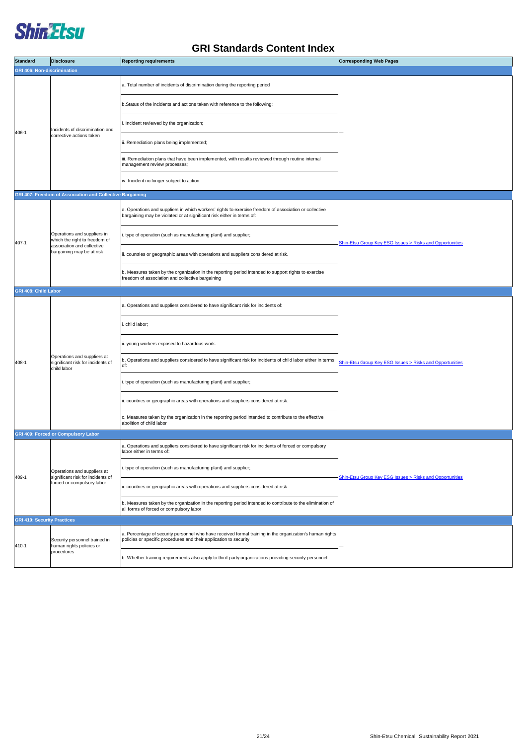# GRI Standards Content Index

| Standard | Disclosure | Reporting requirements | Corresponding Web Pages |
|---|---|---|---|
| **GRI 406: Non-discrimination** | | | |
| 406-1 | Incidents of discrimination and corrective actions taken | a. Total number of incidents of discrimination during the reporting period | — |
| | | b.Status of the incidents and actions taken with reference to the following: | |
| | | i. Incident reviewed by the organization; | |
| | | ii. Remediation plans being implemented; | |
| | | iii. Remediation plans that have been implemented, with results reviewed through routine internal management review processes; | |
| | | iv. Incident no longer subject to action. | |
| **GRI 407: Freedom of Association and Collective Bargaining** | | | |
| 407-1 | Operations and suppliers in which the right to freedom of association and collective bargaining may be at risk | a. Operations and suppliers in which workers' rights to exercise freedom of association or collective bargaining may be violated or at significant risk either in terms of: | Shin-Etsu Group Key ESG Issues > Risks and Opportunities |
| | | i. type of operation (such as manufacturing plant) and supplier; | |
| | | ii. countries or geographic areas with operations and suppliers considered at risk. | |
| | | b. Measures taken by the organization in the reporting period intended to support rights to exercise freedom of association and collective bargaining | |
| **GRI 408: Child Labor** | | | |
| 408-1 | Operations and suppliers at significant risk for incidents of child labor | a. Operations and suppliers considered to have significant risk for incidents of: | Shin-Etsu Group Key ESG Issues > Risks and Opportunities |
| | | i. child labor; | |
| | | ii. young workers exposed to hazardous work. | |
| | | b. Operations and suppliers considered to have significant risk for incidents of child labor either in terms of: | |
| | | i. type of operation (such as manufacturing plant) and supplier; | |
| | | ii. countries or geographic areas with operations and suppliers considered at risk. | |
| | | c. Measures taken by the organization in the reporting period intended to contribute to the effective abolition of child labor | |
| **GRI 409: Forced or Compulsory Labor** | | | |
| 409-1 | Operations and suppliers at significant risk for incidents of forced or compulsory labor | a. Operations and suppliers considered to have significant risk for incidents of forced or compulsory labor either in terms of: | Shin-Etsu Group Key ESG Issues > Risks and Opportunities |
| | | i. type of operation (such as manufacturing plant) and supplier; | |
| | | ii. countries or geographic areas with operations and suppliers considered at risk | |
| | | b. Measures taken by the organization in the reporting period intended to contribute to the elimination of all forms of forced or compulsory labor | |
| **GRI 410: Security Practices** | | | |
| 410-1 | Security personnel trained in human rights policies or procedures | a. Percentage of security personnel who have received formal training in the organization's human rights policies or specific procedures and their application to security | — |
| | | b. Whether training requirements also apply to third-party organizations providing security personnel | |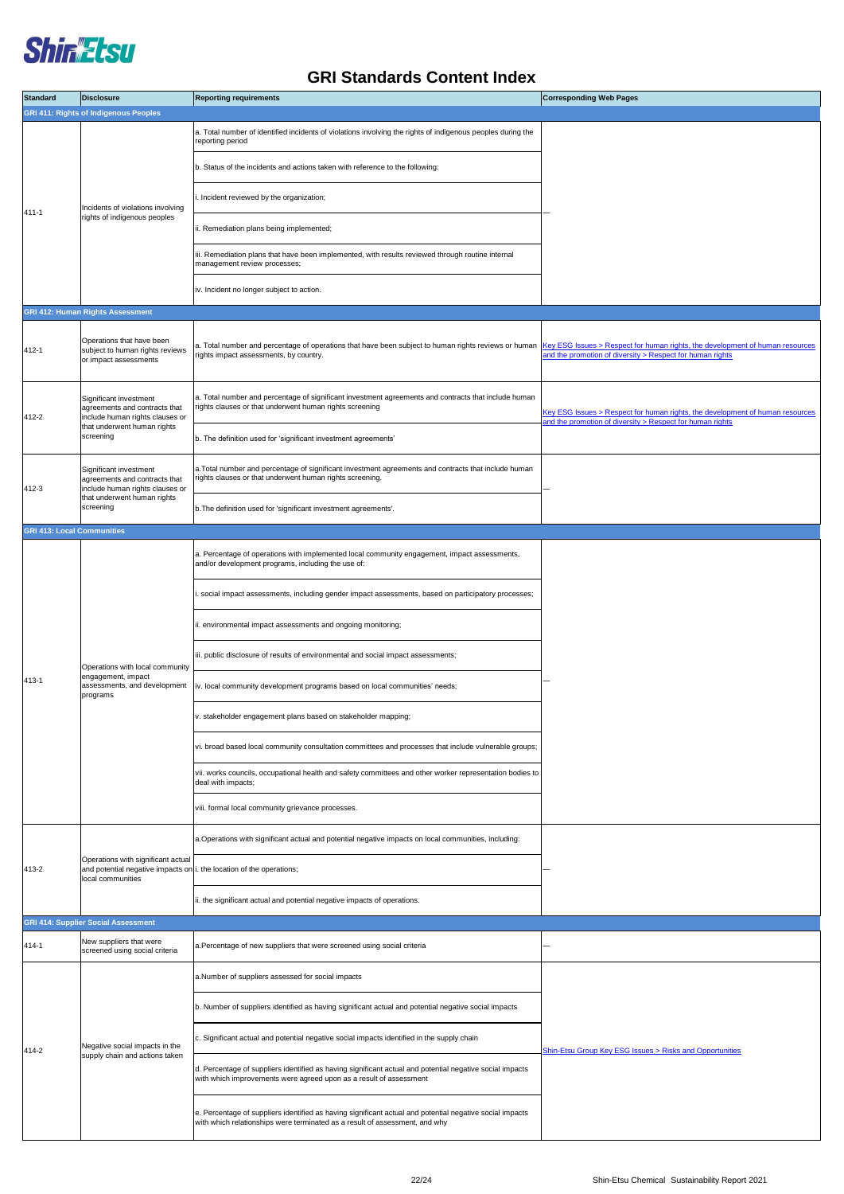# GRI Standards Content Index

| Standard | Disclosure | Reporting requirements | Corresponding Web Pages |
|---|---|---|---|
| **GRI 411: Rights of Indigenous Peoples** | | | |
| 411-1 | Incidents of violations involving rights of indigenous peoples | a. Total number of identified incidents of violations involving the rights of indigenous peoples during the reporting period | — |
| | | b. Status of the incidents and actions taken with reference to the following: | |
| | | i. Incident reviewed by the organization; | |
| | | ii. Remediation plans being implemented; | |
| | | iii. Remediation plans that have been implemented, with results reviewed through routine internal management review processes; | |
| | | iv. Incident no longer subject to action. | |
| **GRI 412: Human Rights Assessment** | | | |
| 412-1 | Operations that have been subject to human rights reviews or impact assessments | a. Total number and percentage of operations that have been subject to human rights reviews or human rights impact assessments, by country. | Key ESG Issues > Respect for human rights, the development of human resources and the promotion of diversity > Respect for human rights |
| 412-2 | Significant investment agreements and contracts that include human rights clauses or that underwent human rights screening | a. Total number and percentage of significant investment agreements and contracts that include human rights clauses or that underwent human rights screening | Key ESG Issues > Respect for human rights, the development of human resources and the promotion of diversity > Respect for human rights |
| | | b. The definition used for 'significant investment agreements' | |
| 412-3 | Significant investment agreements and contracts that include human rights clauses or that underwent human rights screening | a.Total number and percentage of significant investment agreements and contracts that include human rights clauses or that underwent human rights screening. | — |
| | | b.The definition used for 'significant investment agreements'. | |
| **GRI 413: Local Communities** | | | |
| 413-1 | Operations with local community engagement, impact assessments, and development programs | a. Percentage of operations with implemented local community engagement, impact assessments, and/or development programs, including the use of: | — |
| | | i. social impact assessments, including gender impact assessments, based on participatory processes; | |
| | | ii. environmental impact assessments and ongoing monitoring; | |
| | | iii. public disclosure of results of environmental and social impact assessments; | |
| | | iv. local community development programs based on local communities' needs; | |
| | | v. stakeholder engagement plans based on stakeholder mapping; | |
| | | vi. broad based local community consultation committees and processes that include vulnerable groups; | |
| | | vii. works councils, occupational health and safety committees and other worker representation bodies to deal with impacts; | |
| | | viii. formal local community grievance processes. | |
| 413-2 | Operations with significant actual and potential negative impacts on local communities | a.Operations with significant actual and potential negative impacts on local communities, including: | — |
| | | i. the location of the operations; | |
| | | ii. the significant actual and potential negative impacts of operations. | |
| **GRI 414: Supplier Social Assessment** | | | |
| 414-1 | New suppliers that were screened using social criteria | a.Percentage of new suppliers that were screened using social criteria | — |
| 414-2 | Negative social impacts in the supply chain and actions taken | a.Number of suppliers assessed for social impacts | Shin-Etsu Group Key ESG Issues > Risks and Opportunities |
| | | b. Number of suppliers identified as having significant actual and potential negative social impacts | |
| | | c. Significant actual and potential negative social impacts identified in the supply chain | |
| | | d. Percentage of suppliers identified as having significant actual and potential negative social impacts with which improvements were agreed upon as a result of assessment | |
| | | e. Percentage of suppliers identified as having significant actual and potential negative social impacts with which relationships were terminated as a result of assessment, and why | |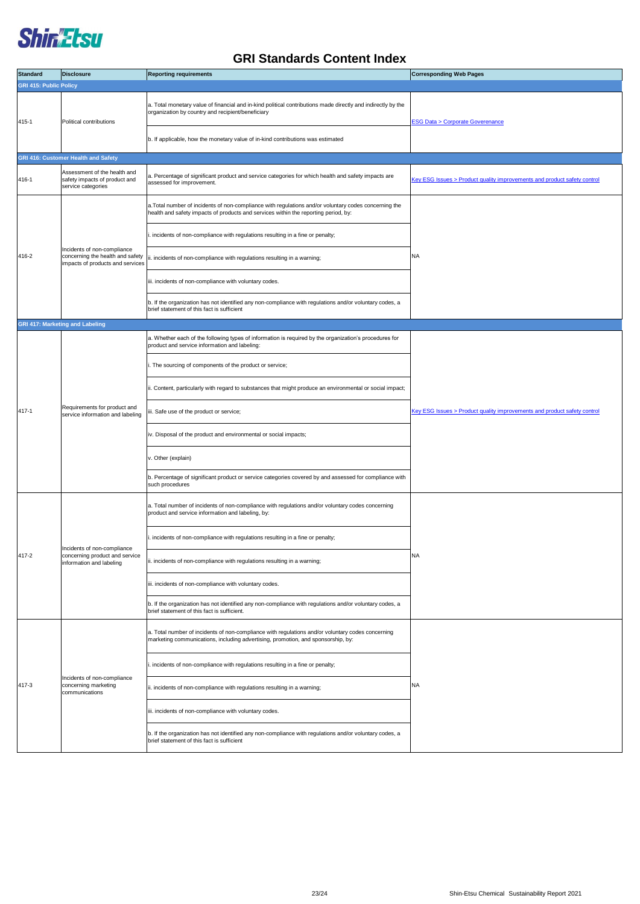# GRI Standards Content Index

| Standard | Disclosure | Reporting requirements | Corresponding Web Pages |
|---|---|---|---|
| **GRI 415: Public Policy** | | | |
| 415-1 | Political contributions | a. Total monetary value of financial and in-kind political contributions made directly and indirectly by the organization by country and recipient/beneficiary | ESG Data > Corporate Goverenance |
| | | b. If applicable, how the monetary value of in-kind contributions was estimated | |
| **GRI 416: Customer Health and Safety** | | | |
| 416-1 | Assessment of the health and safety impacts of product and service categories | a. Percentage of significant product and service categories for which health and safety impacts are assessed for improvement. | Key ESG Issues > Product quality improvements and product safety control |
| 416-2 | Incidents of non-compliance concerning the health and safety impacts of products and services | a.Total number of incidents of non-compliance with regulations and/or voluntary codes concerning the health and safety impacts of products and services within the reporting period, by: | NA |
| | | i. incidents of non-compliance with regulations resulting in a fine or penalty; | |
| | | ii. incidents of non-compliance with regulations resulting in a warning; | |
| | | iii. incidents of non-compliance with voluntary codes. | |
| | | b. If the organization has not identified any non-compliance with regulations and/or voluntary codes, a brief statement of this fact is sufficient | |
| **GRI 417: Marketing and Labeling** | | | |
| 417-1 | Requirements for product and service information and labeling | a. Whether each of the following types of information is required by the organization's procedures for product and service information and labeling: | Key ESG Issues > Product quality improvements and product safety control |
| | | i. The sourcing of components of the product or service; | |
| | | ii. Content, particularly with regard to substances that might produce an environmental or social impact; | |
| | | iii. Safe use of the product or service; | |
| | | iv. Disposal of the product and environmental or social impacts; | |
| | | v. Other (explain) | |
| | | b. Percentage of significant product or service categories covered by and assessed for compliance with such procedures | |
| 417-2 | Incidents of non-compliance concerning product and service information and labeling | a. Total number of incidents of non-compliance with regulations and/or voluntary codes concerning product and service information and labeling, by: | NA |
| | | i. incidents of non-compliance with regulations resulting in a fine or penalty; | |
| | | ii. incidents of non-compliance with regulations resulting in a warning; | |
| | | iii. incidents of non-compliance with voluntary codes. | |
| | | b. If the organization has not identified any non-compliance with regulations and/or voluntary codes, a brief statement of this fact is sufficient. | |
| 417-3 | Incidents of non-compliance concerning marketing communications | a. Total number of incidents of non-compliance with regulations and/or voluntary codes concerning marketing communications, including advertising, promotion, and sponsorship, by: | NA |
| | | i. incidents of non-compliance with regulations resulting in a fine or penalty; | |
| | | ii. incidents of non-compliance with regulations resulting in a warning; | |
| | | iii. incidents of non-compliance with voluntary codes. | |
| | | b. If the organization has not identified any non-compliance with regulations and/or voluntary codes, a brief statement of this fact is sufficient | |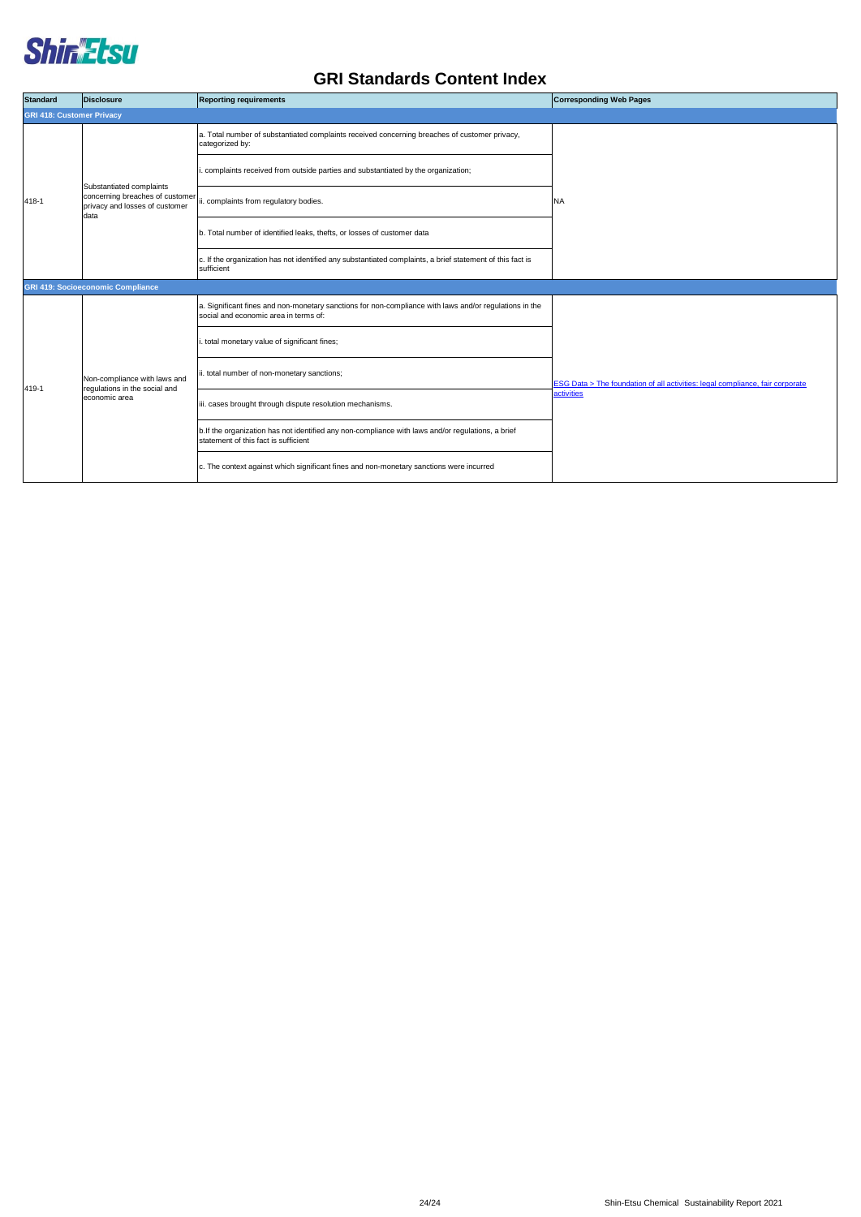# GRI Standards Content Index

| Standard | Disclosure | Reporting requirements | Corresponding Web Pages |
|---|---|---|---|
| **GRI 418: Customer Privacy** | | | |
| 418-1 | Substantiated complaints concerning breaches of customer privacy and losses of customer data | a. Total number of substantiated complaints received concerning breaches of customer privacy, categorized by: | NA |
| | | i. complaints received from outside parties and substantiated by the organization; | |
| | | ii. complaints from regulatory bodies. | |
| | | b. Total number of identified leaks, thefts, or losses of customer data | |
| | | c. If the organization has not identified any substantiated complaints, a brief statement of this fact is sufficient | |
| **GRI 419: Socioeconomic Compliance** | | | |
| 419-1 | Non-compliance with laws and regulations in the social and economic area | a. Significant fines and non-monetary sanctions for non-compliance with laws and/or regulations in the social and economic area in terms of: | ESG Data > The foundation of all activities: legal compliance, fair corporate activities |
| | | i. total monetary value of significant fines; | |
| | | ii. total number of non-monetary sanctions; | |
| | | iii. cases brought through dispute resolution mechanisms. | |
| | | b.If the organization has not identified any non-compliance with laws and/or regulations, a brief statement of this fact is sufficient | |
| | | c. The context against which significant fines and non-monetary sanctions were incurred | |